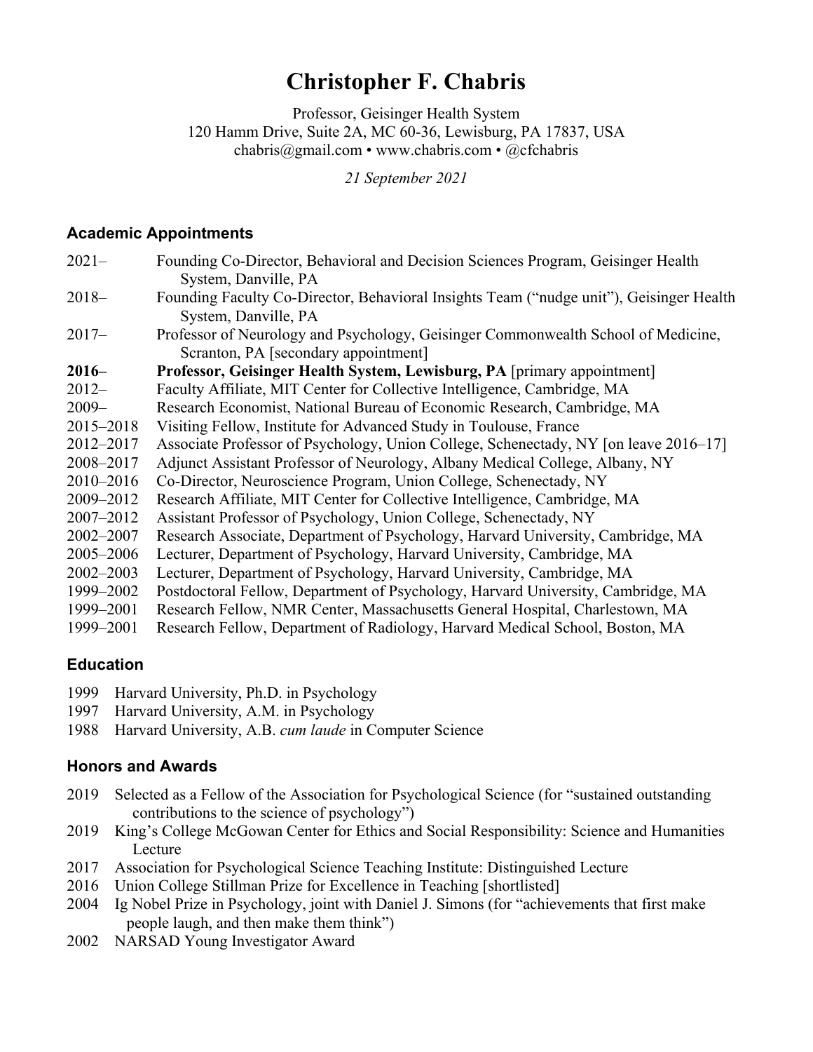# Christopher F. Chabris

Professor, Geisinger Health System
120 Hamm Drive, Suite 2A, MC 60-36, Lewisburg, PA 17837, USA
chabris@gmail.com • www.chabris.com • @cfchabris

*21 September 2021*

## Academic Appointments

2021– Founding Co-Director, Behavioral and Decision Sciences Program, Geisinger Health System, Danville, PA
2018– Founding Faculty Co-Director, Behavioral Insights Team ("nudge unit"), Geisinger Health System, Danville, PA
2017– Professor of Neurology and Psychology, Geisinger Commonwealth School of Medicine, Scranton, PA [secondary appointment]
**2016– Professor, Geisinger Health System, Lewisburg, PA** [primary appointment]
2012– Faculty Affiliate, MIT Center for Collective Intelligence, Cambridge, MA
2009– Research Economist, National Bureau of Economic Research, Cambridge, MA
2015–2018 Visiting Fellow, Institute for Advanced Study in Toulouse, France
2012–2017 Associate Professor of Psychology, Union College, Schenectady, NY [on leave 2016–17]
2008–2017 Adjunct Assistant Professor of Neurology, Albany Medical College, Albany, NY
2010–2016 Co-Director, Neuroscience Program, Union College, Schenectady, NY
2009–2012 Research Affiliate, MIT Center for Collective Intelligence, Cambridge, MA
2007–2012 Assistant Professor of Psychology, Union College, Schenectady, NY
2002–2007 Research Associate, Department of Psychology, Harvard University, Cambridge, MA
2005–2006 Lecturer, Department of Psychology, Harvard University, Cambridge, MA
2002–2003 Lecturer, Department of Psychology, Harvard University, Cambridge, MA
1999–2002 Postdoctoral Fellow, Department of Psychology, Harvard University, Cambridge, MA
1999–2001 Research Fellow, NMR Center, Massachusetts General Hospital, Charlestown, MA
1999–2001 Research Fellow, Department of Radiology, Harvard Medical School, Boston, MA

## Education

1999 Harvard University, Ph.D. in Psychology
1997 Harvard University, A.M. in Psychology
1988 Harvard University, A.B. *cum laude* in Computer Science

## Honors and Awards

2019 Selected as a Fellow of the Association for Psychological Science (for "sustained outstanding contributions to the science of psychology")
2019 King's College McGowan Center for Ethics and Social Responsibility: Science and Humanities Lecture
2017 Association for Psychological Science Teaching Institute: Distinguished Lecture
2016 Union College Stillman Prize for Excellence in Teaching [shortlisted]
2004 Ig Nobel Prize in Psychology, joint with Daniel J. Simons (for "achievements that first make people laugh, and then make them think")
2002 NARSAD Young Investigator Award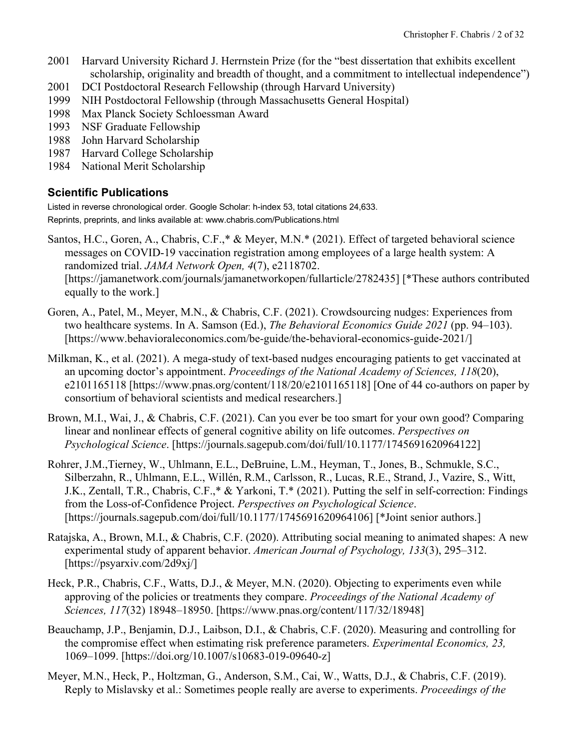2001 Harvard University Richard J. Herrnstein Prize (for the "best dissertation that exhibits excellent scholarship, originality and breadth of thought, and a commitment to intellectual independence")
2001 DCI Postdoctoral Research Fellowship (through Harvard University)
1999 NIH Postdoctoral Fellowship (through Massachusetts General Hospital)
1998 Max Planck Society Schloessman Award
1993 NSF Graduate Fellowship
1988 John Harvard Scholarship
1987 Harvard College Scholarship
1984 National Merit Scholarship

## Scientific Publications

Listed in reverse chronological order. Google Scholar: h-index 53, total citations 24,633.
Reprints, preprints, and links available at: www.chabris.com/Publications.html

Santos, H.C., Goren, A., Chabris, C.F.,* & Meyer, M.N.* (2021). Effect of targeted behavioral science messages on COVID-19 vaccination registration among employees of a large health system: A randomized trial. *JAMA Network Open, 4*(7), e2118702. [https://jamanetwork.com/journals/jamanetworkopen/fullarticle/2782435] [*These authors contributed equally to the work.]

Goren, A., Patel, M., Meyer, M.N., & Chabris, C.F. (2021). Crowdsourcing nudges: Experiences from two healthcare systems. In A. Samson (Ed.), *The Behavioral Economics Guide 2021* (pp. 94–103). [https://www.behavioraleconomics.com/be-guide/the-behavioral-economics-guide-2021/]

Milkman, K., et al. (2021). A mega-study of text-based nudges encouraging patients to get vaccinated at an upcoming doctor's appointment. *Proceedings of the National Academy of Sciences, 118*(20), e2101165118 [https://www.pnas.org/content/118/20/e2101165118] [One of 44 co-authors on paper by consortium of behavioral scientists and medical researchers.]

Brown, M.I., Wai, J., & Chabris, C.F. (2021). Can you ever be too smart for your own good? Comparing linear and nonlinear effects of general cognitive ability on life outcomes. *Perspectives on Psychological Science*. [https://journals.sagepub.com/doi/full/10.1177/1745691620964122]

Rohrer, J.M.,Tierney, W., Uhlmann, E.L., DeBruine, L.M., Heyman, T., Jones, B., Schmukle, S.C., Silberzahn, R., Uhlmann, E.L., Willén, R.M., Carlsson, R., Lucas, R.E., Strand, J., Vazire, S., Witt, J.K., Zentall, T.R., Chabris, C.F.,* & Yarkoni, T.* (2021). Putting the self in self-correction: Findings from the Loss-of-Confidence Project. *Perspectives on Psychological Science*. [https://journals.sagepub.com/doi/full/10.1177/1745691620964106] [*Joint senior authors.]

Ratajska, A., Brown, M.I., & Chabris, C.F. (2020). Attributing social meaning to animated shapes: A new experimental study of apparent behavior. *American Journal of Psychology, 133*(3), 295–312. [https://psyarxiv.com/2d9xj/]

Heck, P.R., Chabris, C.F., Watts, D.J., & Meyer, M.N. (2020). Objecting to experiments even while approving of the policies or treatments they compare. *Proceedings of the National Academy of Sciences, 117*(32) 18948–18950. [https://www.pnas.org/content/117/32/18948]

Beauchamp, J.P., Benjamin, D.J., Laibson, D.I., & Chabris, C.F. (2020). Measuring and controlling for the compromise effect when estimating risk preference parameters. *Experimental Economics, 23,* 1069–1099. [https://doi.org/10.1007/s10683-019-09640-z]

Meyer, M.N., Heck, P., Holtzman, G., Anderson, S.M., Cai, W., Watts, D.J., & Chabris, C.F. (2019). Reply to Mislavsky et al.: Sometimes people really are averse to experiments. *Proceedings of the*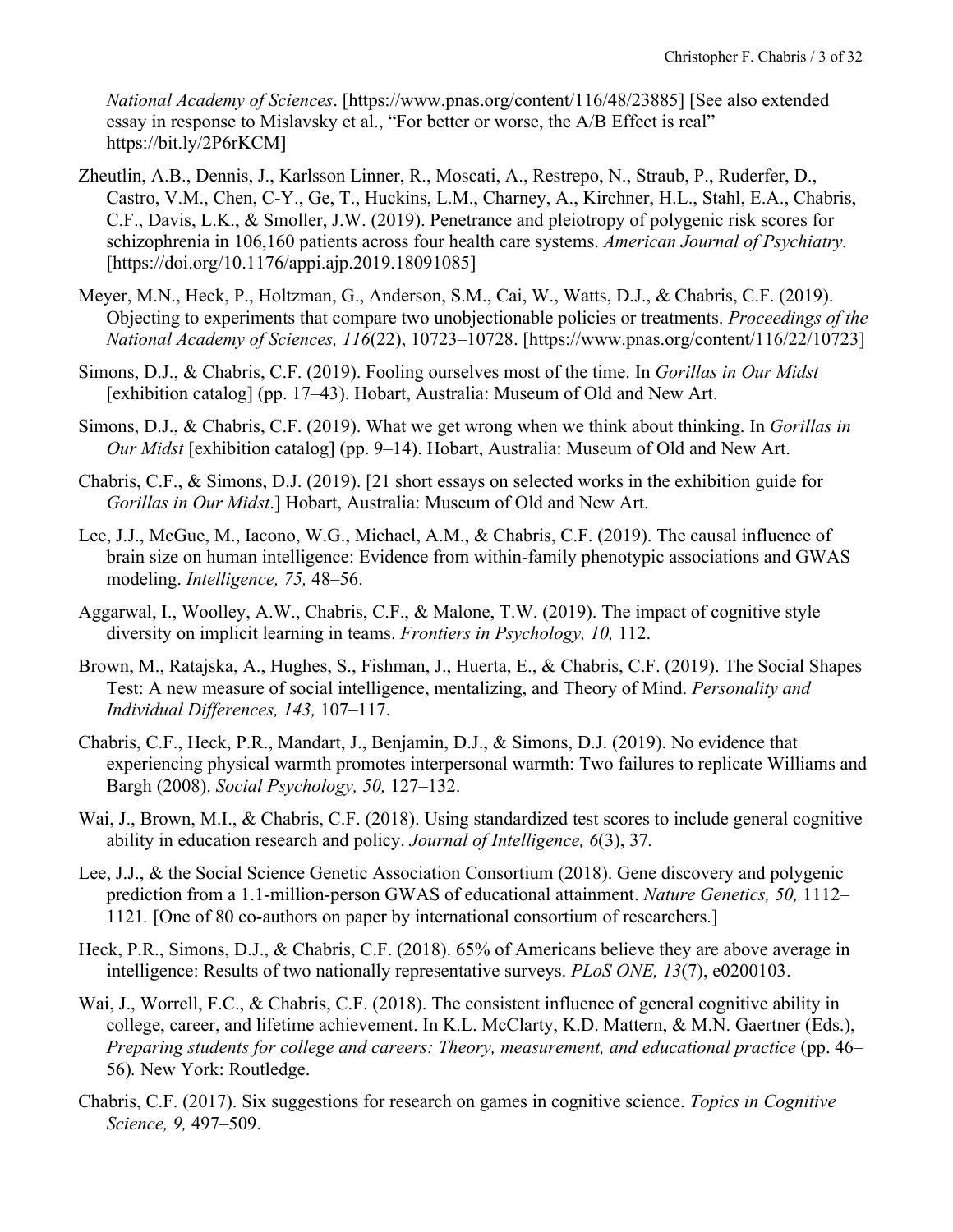*National Academy of Sciences*. [https://www.pnas.org/content/116/48/23885] [See also extended essay in response to Mislavsky et al., "For better or worse, the A/B Effect is real" https://bit.ly/2P6rKCM]

Zheutlin, A.B., Dennis, J., Karlsson Linner, R., Moscati, A., Restrepo, N., Straub, P., Ruderfer, D., Castro, V.M., Chen, C-Y., Ge, T., Huckins, L.M., Charney, A., Kirchner, H.L., Stahl, E.A., Chabris, C.F., Davis, L.K., & Smoller, J.W. (2019). Penetrance and pleiotropy of polygenic risk scores for schizophrenia in 106,160 patients across four health care systems. *American Journal of Psychiatry.* [https://doi.org/10.1176/appi.ajp.2019.18091085]

Meyer, M.N., Heck, P., Holtzman, G., Anderson, S.M., Cai, W., Watts, D.J., & Chabris, C.F. (2019). Objecting to experiments that compare two unobjectionable policies or treatments. *Proceedings of the National Academy of Sciences, 116*(22), 10723–10728. [https://www.pnas.org/content/116/22/10723]

Simons, D.J., & Chabris, C.F. (2019). Fooling ourselves most of the time. In *Gorillas in Our Midst* [exhibition catalog] (pp. 17–43). Hobart, Australia: Museum of Old and New Art.

Simons, D.J., & Chabris, C.F. (2019). What we get wrong when we think about thinking. In *Gorillas in Our Midst* [exhibition catalog] (pp. 9–14). Hobart, Australia: Museum of Old and New Art.

Chabris, C.F., & Simons, D.J. (2019). [21 short essays on selected works in the exhibition guide for *Gorillas in Our Midst*.] Hobart, Australia: Museum of Old and New Art.

Lee, J.J., McGue, M., Iacono, W.G., Michael, A.M., & Chabris, C.F. (2019). The causal influence of brain size on human intelligence: Evidence from within-family phenotypic associations and GWAS modeling. *Intelligence, 75,* 48–56.

Aggarwal, I., Woolley, A.W., Chabris, C.F., & Malone, T.W. (2019). The impact of cognitive style diversity on implicit learning in teams. *Frontiers in Psychology, 10,* 112.

Brown, M., Ratajska, A., Hughes, S., Fishman, J., Huerta, E., & Chabris, C.F. (2019). The Social Shapes Test: A new measure of social intelligence, mentalizing, and Theory of Mind. *Personality and Individual Differences, 143,* 107–117.

Chabris, C.F., Heck, P.R., Mandart, J., Benjamin, D.J., & Simons, D.J. (2019). No evidence that experiencing physical warmth promotes interpersonal warmth: Two failures to replicate Williams and Bargh (2008). *Social Psychology, 50,* 127–132.

Wai, J., Brown, M.I., & Chabris, C.F. (2018). Using standardized test scores to include general cognitive ability in education research and policy. *Journal of Intelligence, 6*(3), 37*.*

Lee, J.J., & the Social Science Genetic Association Consortium (2018). Gene discovery and polygenic prediction from a 1.1-million-person GWAS of educational attainment. *Nature Genetics, 50,* 1112–1121*.* [One of 80 co-authors on paper by international consortium of researchers.]

Heck, P.R., Simons, D.J., & Chabris, C.F. (2018). 65% of Americans believe they are above average in intelligence: Results of two nationally representative surveys. *PLoS ONE, 13*(7), e0200103.

Wai, J., Worrell, F.C., & Chabris, C.F. (2018). The consistent influence of general cognitive ability in college, career, and lifetime achievement. In K.L. McClarty, K.D. Mattern, & M.N. Gaertner (Eds.), *Preparing students for college and careers: Theory, measurement, and educational practice* (pp. 46–56)*.* New York: Routledge.

Chabris, C.F. (2017). Six suggestions for research on games in cognitive science. *Topics in Cognitive Science, 9,* 497–509.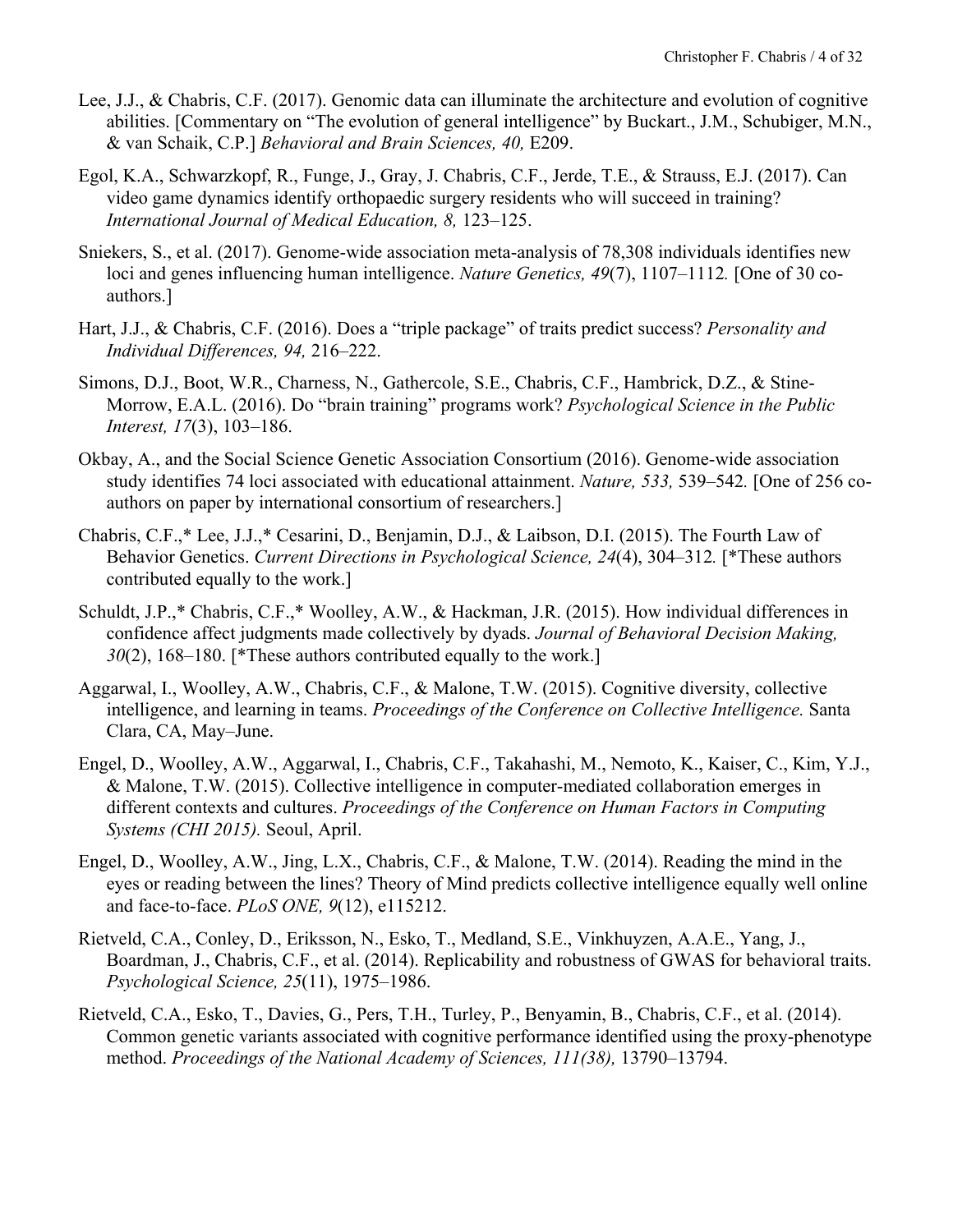Lee, J.J., & Chabris, C.F. (2017). Genomic data can illuminate the architecture and evolution of cognitive abilities. [Commentary on "The evolution of general intelligence" by Buckart., J.M., Schubiger, M.N., & van Schaik, C.P.] *Behavioral and Brain Sciences, 40,* E209.

Egol, K.A., Schwarzkopf, R., Funge, J., Gray, J. Chabris, C.F., Jerde, T.E., & Strauss, E.J. (2017). Can video game dynamics identify orthopaedic surgery residents who will succeed in training? *International Journal of Medical Education, 8,* 123–125.

Sniekers, S., et al. (2017). Genome-wide association meta-analysis of 78,308 individuals identifies new loci and genes influencing human intelligence. *Nature Genetics, 49*(7), 1107–1112*.* [One of 30 co-authors.]

Hart, J.J., & Chabris, C.F. (2016). Does a "triple package" of traits predict success? *Personality and Individual Differences, 94,* 216–222.

Simons, D.J., Boot, W.R., Charness, N., Gathercole, S.E., Chabris, C.F., Hambrick, D.Z., & Stine-Morrow, E.A.L. (2016). Do "brain training" programs work? *Psychological Science in the Public Interest, 17*(3), 103–186.

Okbay, A., and the Social Science Genetic Association Consortium (2016). Genome-wide association study identifies 74 loci associated with educational attainment. *Nature, 533,* 539–542*.* [One of 256 co-authors on paper by international consortium of researchers.]

Chabris, C.F.,* Lee, J.J.,* Cesarini, D., Benjamin, D.J., & Laibson, D.I. (2015). The Fourth Law of Behavior Genetics. *Current Directions in Psychological Science, 24*(4), 304–312*.* [*These authors contributed equally to the work.]

Schuldt, J.P.,* Chabris, C.F.,* Woolley, A.W., & Hackman, J.R. (2015). How individual differences in confidence affect judgments made collectively by dyads. *Journal of Behavioral Decision Making, 30*(2), 168–180. [*These authors contributed equally to the work.]

Aggarwal, I., Woolley, A.W., Chabris, C.F., & Malone, T.W. (2015). Cognitive diversity, collective intelligence, and learning in teams. *Proceedings of the Conference on Collective Intelligence.* Santa Clara, CA, May–June.

Engel, D., Woolley, A.W., Aggarwal, I., Chabris, C.F., Takahashi, M., Nemoto, K., Kaiser, C., Kim, Y.J., & Malone, T.W. (2015). Collective intelligence in computer-mediated collaboration emerges in different contexts and cultures. *Proceedings of the Conference on Human Factors in Computing Systems (CHI 2015).* Seoul, April.

Engel, D., Woolley, A.W., Jing, L.X., Chabris, C.F., & Malone, T.W. (2014). Reading the mind in the eyes or reading between the lines? Theory of Mind predicts collective intelligence equally well online and face-to-face. *PLoS ONE, 9*(12), e115212.

Rietveld, C.A., Conley, D., Eriksson, N., Esko, T., Medland, S.E., Vinkhuyzen, A.A.E., Yang, J., Boardman, J., Chabris, C.F., et al. (2014). Replicability and robustness of GWAS for behavioral traits. *Psychological Science, 25*(11), 1975–1986.

Rietveld, C.A., Esko, T., Davies, G., Pers, T.H., Turley, P., Benyamin, B., Chabris, C.F., et al. (2014). Common genetic variants associated with cognitive performance identified using the proxy-phenotype method. *Proceedings of the National Academy of Sciences, 111(38),* 13790–13794.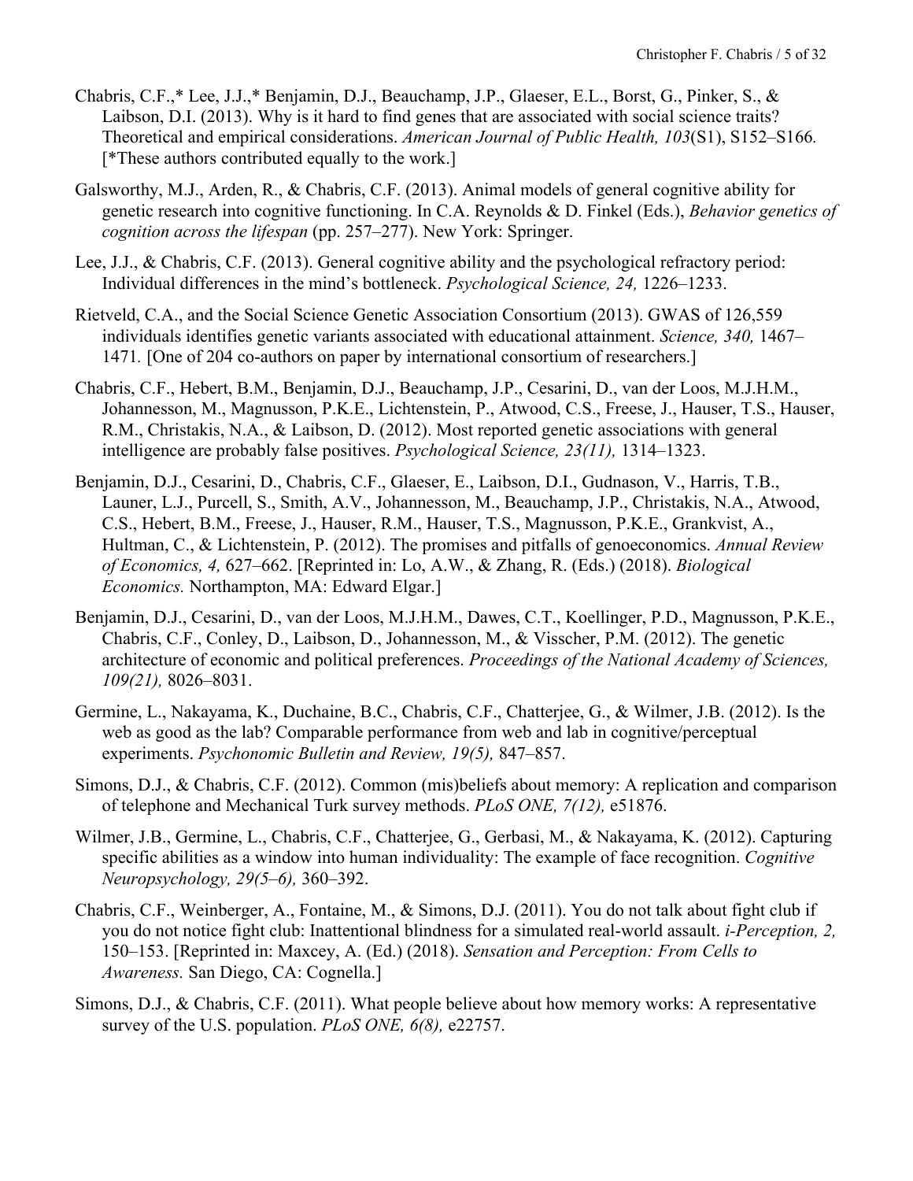Chabris, C.F.,* Lee, J.J.,* Benjamin, D.J., Beauchamp, J.P., Glaeser, E.L., Borst, G., Pinker, S., & Laibson, D.I. (2013). Why is it hard to find genes that are associated with social science traits? Theoretical and empirical considerations. *American Journal of Public Health, 103*(S1), S152–S166. [*These authors contributed equally to the work.]

Galsworthy, M.J., Arden, R., & Chabris, C.F. (2013). Animal models of general cognitive ability for genetic research into cognitive functioning. In C.A. Reynolds & D. Finkel (Eds.), *Behavior genetics of cognition across the lifespan* (pp. 257–277). New York: Springer.

Lee, J.J., & Chabris, C.F. (2013). General cognitive ability and the psychological refractory period: Individual differences in the mind's bottleneck. *Psychological Science, 24,* 1226–1233.

Rietveld, C.A., and the Social Science Genetic Association Consortium (2013). GWAS of 126,559 individuals identifies genetic variants associated with educational attainment. *Science, 340,* 1467–1471. [One of 204 co-authors on paper by international consortium of researchers.]

Chabris, C.F., Hebert, B.M., Benjamin, D.J., Beauchamp, J.P., Cesarini, D., van der Loos, M.J.H.M., Johannesson, M., Magnusson, P.K.E., Lichtenstein, P., Atwood, C.S., Freese, J., Hauser, T.S., Hauser, R.M., Christakis, N.A., & Laibson, D. (2012). Most reported genetic associations with general intelligence are probably false positives. *Psychological Science, 23(11),* 1314–1323.

Benjamin, D.J., Cesarini, D., Chabris, C.F., Glaeser, E., Laibson, D.I., Gudnason, V., Harris, T.B., Launer, L.J., Purcell, S., Smith, A.V., Johannesson, M., Beauchamp, J.P., Christakis, N.A., Atwood, C.S., Hebert, B.M., Freese, J., Hauser, R.M., Hauser, T.S., Magnusson, P.K.E., Grankvist, A., Hultman, C., & Lichtenstein, P. (2012). The promises and pitfalls of genoeconomics. *Annual Review of Economics, 4,* 627–662. [Reprinted in: Lo, A.W., & Zhang, R. (Eds.) (2018). *Biological Economics.* Northampton, MA: Edward Elgar.]

Benjamin, D.J., Cesarini, D., van der Loos, M.J.H.M., Dawes, C.T., Koellinger, P.D., Magnusson, P.K.E., Chabris, C.F., Conley, D., Laibson, D., Johannesson, M., & Visscher, P.M. (2012). The genetic architecture of economic and political preferences. *Proceedings of the National Academy of Sciences, 109(21),* 8026–8031.

Germine, L., Nakayama, K., Duchaine, B.C., Chabris, C.F., Chatterjee, G., & Wilmer, J.B. (2012). Is the web as good as the lab? Comparable performance from web and lab in cognitive/perceptual experiments. *Psychonomic Bulletin and Review, 19(5),* 847–857.

Simons, D.J., & Chabris, C.F. (2012). Common (mis)beliefs about memory: A replication and comparison of telephone and Mechanical Turk survey methods. *PLoS ONE, 7(12),* e51876.

Wilmer, J.B., Germine, L., Chabris, C.F., Chatterjee, G., Gerbasi, M., & Nakayama, K. (2012). Capturing specific abilities as a window into human individuality: The example of face recognition. *Cognitive Neuropsychology, 29(5–6),* 360–392.

Chabris, C.F., Weinberger, A., Fontaine, M., & Simons, D.J. (2011). You do not talk about fight club if you do not notice fight club: Inattentional blindness for a simulated real-world assault. *i-Perception, 2,* 150–153. [Reprinted in: Maxcey, A. (Ed.) (2018). *Sensation and Perception: From Cells to Awareness.* San Diego, CA: Cognella.]

Simons, D.J., & Chabris, C.F. (2011). What people believe about how memory works: A representative survey of the U.S. population. *PLoS ONE, 6(8),* e22757.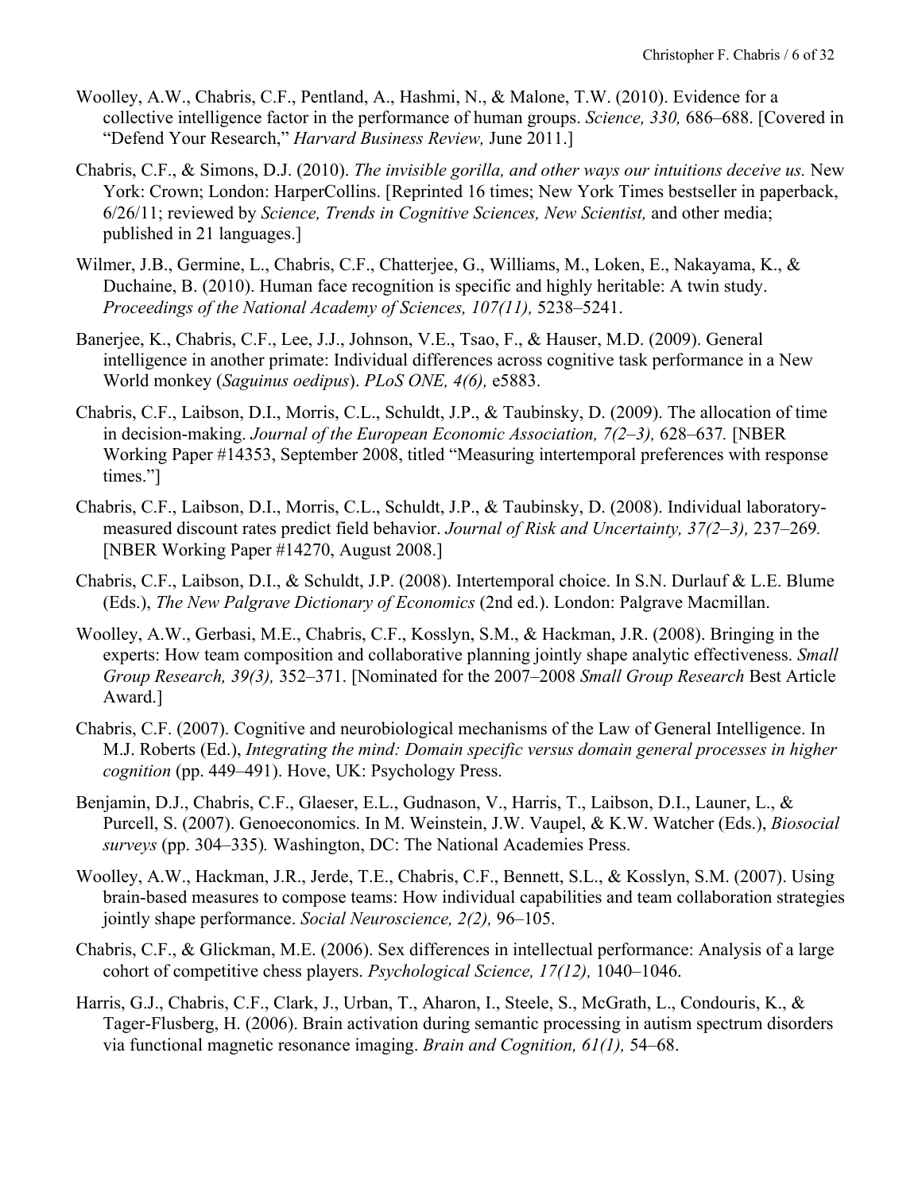Woolley, A.W., Chabris, C.F., Pentland, A., Hashmi, N., & Malone, T.W. (2010). Evidence for a collective intelligence factor in the performance of human groups. *Science, 330,* 686–688. [Covered in "Defend Your Research," *Harvard Business Review,* June 2011.]

Chabris, C.F., & Simons, D.J. (2010). *The invisible gorilla, and other ways our intuitions deceive us.* New York: Crown; London: HarperCollins. [Reprinted 16 times; New York Times bestseller in paperback, 6/26/11; reviewed by *Science, Trends in Cognitive Sciences, New Scientist,* and other media; published in 21 languages.]

Wilmer, J.B., Germine, L., Chabris, C.F., Chatterjee, G., Williams, M., Loken, E., Nakayama, K., & Duchaine, B. (2010). Human face recognition is specific and highly heritable: A twin study. *Proceedings of the National Academy of Sciences, 107(11),* 5238–5241.

Banerjee, K., Chabris, C.F., Lee, J.J., Johnson, V.E., Tsao, F., & Hauser, M.D. (2009). General intelligence in another primate: Individual differences across cognitive task performance in a New World monkey (*Saguinus oedipus*). *PLoS ONE, 4(6),* e5883.

Chabris, C.F., Laibson, D.I., Morris, C.L., Schuldt, J.P., & Taubinsky, D. (2009). The allocation of time in decision-making. *Journal of the European Economic Association, 7(2–3),* 628–637*.* [NBER Working Paper #14353, September 2008, titled "Measuring intertemporal preferences with response times."]

Chabris, C.F., Laibson, D.I., Morris, C.L., Schuldt, J.P., & Taubinsky, D. (2008). Individual laboratory-measured discount rates predict field behavior. *Journal of Risk and Uncertainty, 37(2–3),* 237–269*.* [NBER Working Paper #14270, August 2008.]

Chabris, C.F., Laibson, D.I., & Schuldt, J.P. (2008). Intertemporal choice. In S.N. Durlauf & L.E. Blume (Eds.), *The New Palgrave Dictionary of Economics* (2nd ed.). London: Palgrave Macmillan.

Woolley, A.W., Gerbasi, M.E., Chabris, C.F., Kosslyn, S.M., & Hackman, J.R. (2008). Bringing in the experts: How team composition and collaborative planning jointly shape analytic effectiveness. *Small Group Research, 39(3),* 352–371. [Nominated for the 2007–2008 *Small Group Research* Best Article Award.]

Chabris, C.F. (2007). Cognitive and neurobiological mechanisms of the Law of General Intelligence. In M.J. Roberts (Ed.), *Integrating the mind: Domain specific versus domain general processes in higher cognition* (pp. 449–491). Hove, UK: Psychology Press.

Benjamin, D.J., Chabris, C.F., Glaeser, E.L., Gudnason, V., Harris, T., Laibson, D.I., Launer, L., & Purcell, S. (2007). Genoeconomics. In M. Weinstein, J.W. Vaupel, & K.W. Watcher (Eds.), *Biosocial surveys* (pp. 304–335)*.* Washington, DC: The National Academies Press.

Woolley, A.W., Hackman, J.R., Jerde, T.E., Chabris, C.F., Bennett, S.L., & Kosslyn, S.M. (2007). Using brain-based measures to compose teams: How individual capabilities and team collaboration strategies jointly shape performance. *Social Neuroscience, 2(2),* 96–105.

Chabris, C.F., & Glickman, M.E. (2006). Sex differences in intellectual performance: Analysis of a large cohort of competitive chess players. *Psychological Science, 17(12),* 1040–1046.

Harris, G.J., Chabris, C.F., Clark, J., Urban, T., Aharon, I., Steele, S., McGrath, L., Condouris, K., & Tager-Flusberg, H. (2006). Brain activation during semantic processing in autism spectrum disorders via functional magnetic resonance imaging. *Brain and Cognition, 61(1),* 54–68.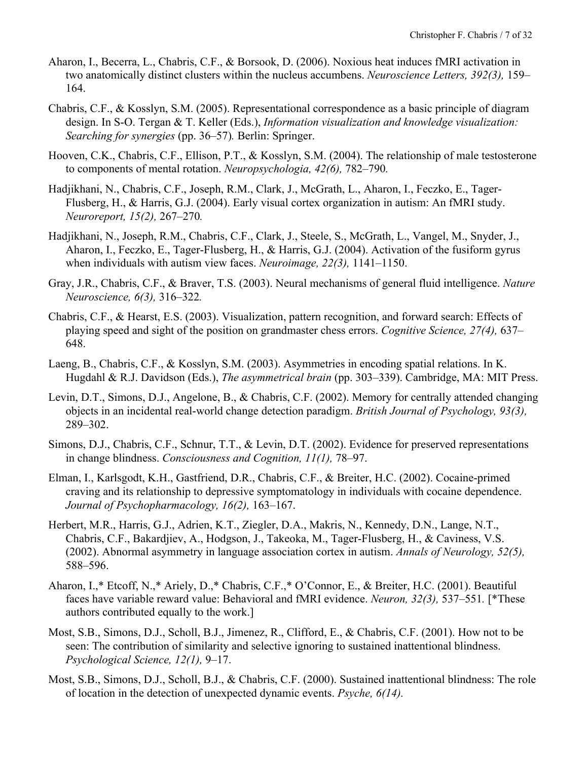Aharon, I., Becerra, L., Chabris, C.F., & Borsook, D. (2006). Noxious heat induces fMRI activation in two anatomically distinct clusters within the nucleus accumbens. *Neuroscience Letters, 392(3),* 159–164.

Chabris, C.F., & Kosslyn, S.M. (2005). Representational correspondence as a basic principle of diagram design. In S-O. Tergan & T. Keller (Eds.), *Information visualization and knowledge visualization: Searching for synergies* (pp. 36–57)*.* Berlin: Springer.

Hooven, C.K., Chabris, C.F., Ellison, P.T., & Kosslyn, S.M. (2004). The relationship of male testosterone to components of mental rotation. *Neuropsychologia, 42(6),* 782–790*.*

Hadjikhani, N., Chabris, C.F., Joseph, R.M., Clark, J., McGrath, L., Aharon, I., Feczko, E., Tager-Flusberg, H., & Harris, G.J. (2004). Early visual cortex organization in autism: An fMRI study. *Neuroreport, 15(2),* 267–270*.*

Hadjikhani, N., Joseph, R.M., Chabris, C.F., Clark, J., Steele, S., McGrath, L., Vangel, M., Snyder, J., Aharon, I., Feczko, E., Tager-Flusberg, H., & Harris, G.J. (2004). Activation of the fusiform gyrus when individuals with autism view faces. *Neuroimage, 22(3),* 1141–1150.

Gray, J.R., Chabris, C.F., & Braver, T.S. (2003). Neural mechanisms of general fluid intelligence. *Nature Neuroscience, 6(3),* 316–322*.*

Chabris, C.F., & Hearst, E.S. (2003). Visualization, pattern recognition, and forward search: Effects of playing speed and sight of the position on grandmaster chess errors. *Cognitive Science, 27(4),* 637–648.

Laeng, B., Chabris, C.F., & Kosslyn, S.M. (2003). Asymmetries in encoding spatial relations. In K. Hugdahl & R.J. Davidson (Eds.), *The asymmetrical brain* (pp. 303–339). Cambridge, MA: MIT Press.

Levin, D.T., Simons, D.J., Angelone, B., & Chabris, C.F. (2002). Memory for centrally attended changing objects in an incidental real-world change detection paradigm. *British Journal of Psychology, 93(3),* 289–302.

Simons, D.J., Chabris, C.F., Schnur, T.T., & Levin, D.T. (2002). Evidence for preserved representations in change blindness. *Consciousness and Cognition, 11(1),* 78–97.

Elman, I., Karlsgodt, K.H., Gastfriend, D.R., Chabris, C.F., & Breiter, H.C. (2002). Cocaine-primed craving and its relationship to depressive symptomatology in individuals with cocaine dependence. *Journal of Psychopharmacology, 16(2),* 163–167.

Herbert, M.R., Harris, G.J., Adrien, K.T., Ziegler, D.A., Makris, N., Kennedy, D.N., Lange, N.T., Chabris, C.F., Bakardjiev, A., Hodgson, J., Takeoka, M., Tager-Flusberg, H., & Caviness, V.S. (2002). Abnormal asymmetry in language association cortex in autism. *Annals of Neurology, 52(5),* 588–596.

Aharon, I.,* Etcoff, N.,* Ariely, D.,* Chabris, C.F.,* O'Connor, E., & Breiter, H.C. (2001). Beautiful faces have variable reward value: Behavioral and fMRI evidence. *Neuron, 32(3),* 537–551*.* [*These authors contributed equally to the work.]

Most, S.B., Simons, D.J., Scholl, B.J., Jimenez, R., Clifford, E., & Chabris, C.F. (2001). How not to be seen: The contribution of similarity and selective ignoring to sustained inattentional blindness. *Psychological Science, 12(1),* 9–17.

Most, S.B., Simons, D.J., Scholl, B.J., & Chabris, C.F. (2000). Sustained inattentional blindness: The role of location in the detection of unexpected dynamic events. *Psyche, 6(14).*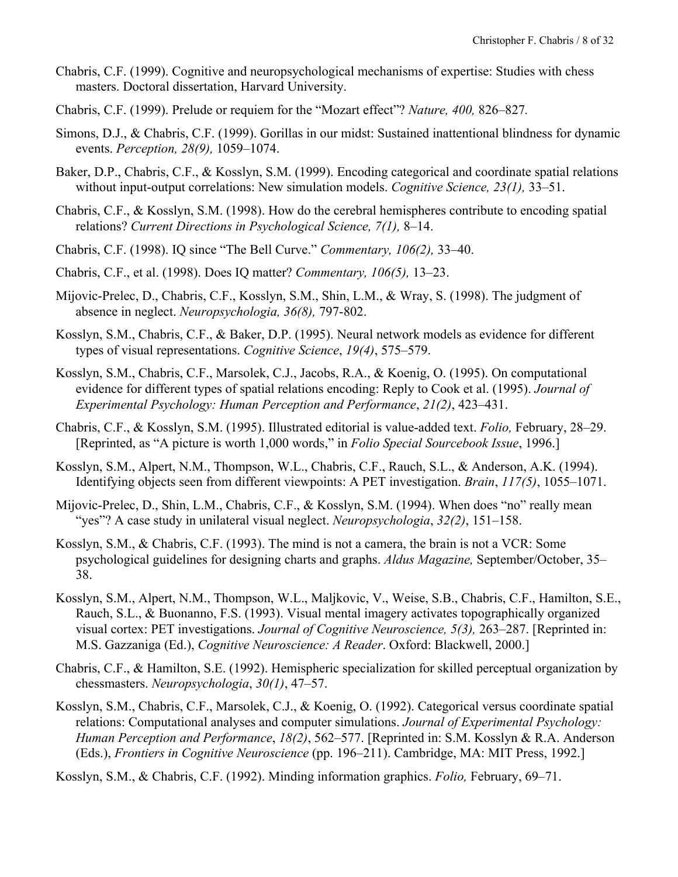Chabris, C.F. (1999). Cognitive and neuropsychological mechanisms of expertise: Studies with chess masters. Doctoral dissertation, Harvard University.

Chabris, C.F. (1999). Prelude or requiem for the "Mozart effect"? *Nature, 400,* 826–827.

Simons, D.J., & Chabris, C.F. (1999). Gorillas in our midst: Sustained inattentional blindness for dynamic events. *Perception, 28(9),* 1059–1074.

Baker, D.P., Chabris, C.F., & Kosslyn, S.M. (1999). Encoding categorical and coordinate spatial relations without input-output correlations: New simulation models. *Cognitive Science, 23(1),* 33–51.

Chabris, C.F., & Kosslyn, S.M. (1998). How do the cerebral hemispheres contribute to encoding spatial relations? *Current Directions in Psychological Science, 7(1),* 8–14.

Chabris, C.F. (1998). IQ since "The Bell Curve." *Commentary, 106(2),* 33–40.

Chabris, C.F., et al. (1998). Does IQ matter? *Commentary, 106(5),* 13–23.

Mijovic-Prelec, D., Chabris, C.F., Kosslyn, S.M., Shin, L.M., & Wray, S. (1998). The judgment of absence in neglect. *Neuropsychologia, 36(8),* 797-802.

Kosslyn, S.M., Chabris, C.F., & Baker, D.P. (1995). Neural network models as evidence for different types of visual representations. *Cognitive Science*, *19(4)*, 575–579.

Kosslyn, S.M., Chabris, C.F., Marsolek, C.J., Jacobs, R.A., & Koenig, O. (1995). On computational evidence for different types of spatial relations encoding: Reply to Cook et al. (1995). *Journal of Experimental Psychology: Human Perception and Performance*, *21(2)*, 423–431.

Chabris, C.F., & Kosslyn, S.M. (1995). Illustrated editorial is value-added text. *Folio,* February, 28–29. [Reprinted, as "A picture is worth 1,000 words," in *Folio Special Sourcebook Issue*, 1996.]

Kosslyn, S.M., Alpert, N.M., Thompson, W.L., Chabris, C.F., Rauch, S.L., & Anderson, A.K. (1994). Identifying objects seen from different viewpoints: A PET investigation. *Brain*, *117(5)*, 1055–1071.

Mijovic-Prelec, D., Shin, L.M., Chabris, C.F., & Kosslyn, S.M. (1994). When does "no" really mean "yes"? A case study in unilateral visual neglect. *Neuropsychologia*, *32(2)*, 151–158.

Kosslyn, S.M., & Chabris, C.F. (1993). The mind is not a camera, the brain is not a VCR: Some psychological guidelines for designing charts and graphs. *Aldus Magazine,* September/October, 35–38.

Kosslyn, S.M., Alpert, N.M., Thompson, W.L., Maljkovic, V., Weise, S.B., Chabris, C.F., Hamilton, S.E., Rauch, S.L., & Buonanno, F.S. (1993). Visual mental imagery activates topographically organized visual cortex: PET investigations. *Journal of Cognitive Neuroscience, 5(3),* 263–287. [Reprinted in: M.S. Gazzaniga (Ed.), *Cognitive Neuroscience: A Reader*. Oxford: Blackwell, 2000.]

Chabris, C.F., & Hamilton, S.E. (1992). Hemispheric specialization for skilled perceptual organization by chessmasters. *Neuropsychologia*, *30(1)*, 47–57.

Kosslyn, S.M., Chabris, C.F., Marsolek, C.J., & Koenig, O. (1992). Categorical versus coordinate spatial relations: Computational analyses and computer simulations. *Journal of Experimental Psychology: Human Perception and Performance*, *18(2)*, 562–577. [Reprinted in: S.M. Kosslyn & R.A. Anderson (Eds.), *Frontiers in Cognitive Neuroscience* (pp. 196–211). Cambridge, MA: MIT Press, 1992.]

Kosslyn, S.M., & Chabris, C.F. (1992). Minding information graphics. *Folio,* February, 69–71.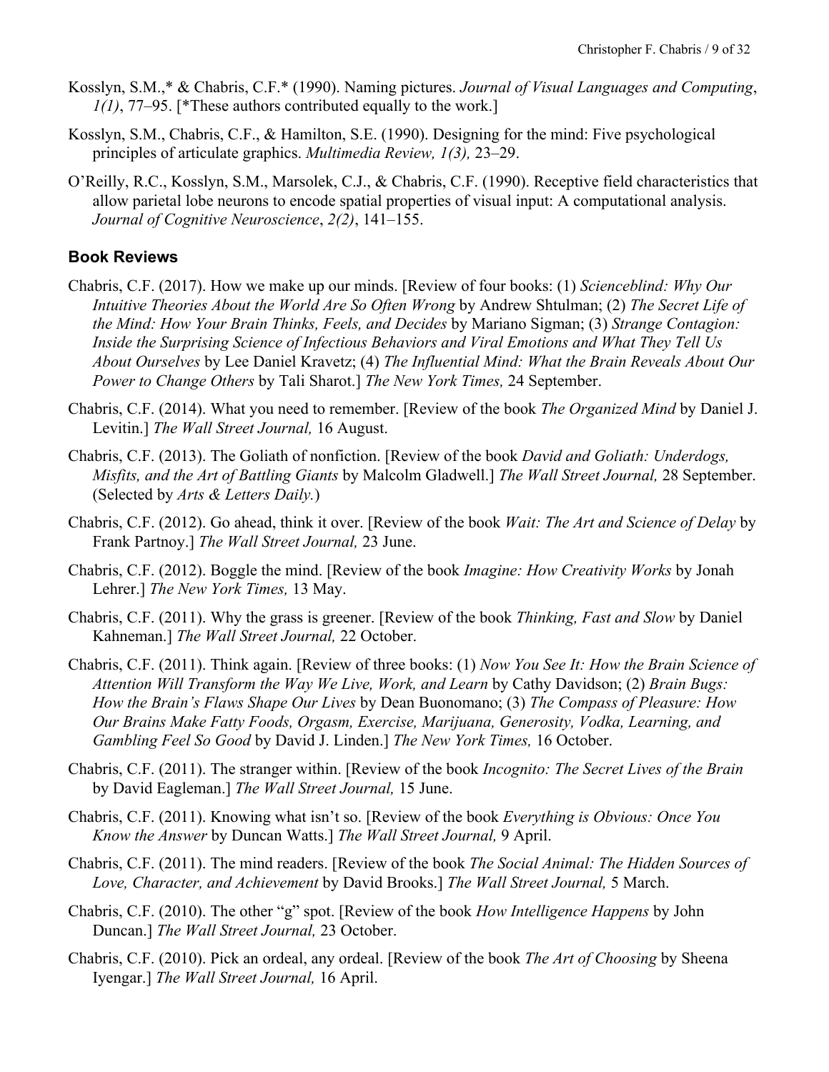Kosslyn, S.M.,* & Chabris, C.F.* (1990). Naming pictures. *Journal of Visual Languages and Computing*, *1(1)*, 77–95. [*These authors contributed equally to the work.]

Kosslyn, S.M., Chabris, C.F., & Hamilton, S.E. (1990). Designing for the mind: Five psychological principles of articulate graphics. *Multimedia Review, 1(3),* 23–29.

O'Reilly, R.C., Kosslyn, S.M., Marsolek, C.J., & Chabris, C.F. (1990). Receptive field characteristics that allow parietal lobe neurons to encode spatial properties of visual input: A computational analysis. *Journal of Cognitive Neuroscience*, *2(2)*, 141–155.

## Book Reviews

Chabris, C.F. (2017). How we make up our minds. [Review of four books: (1) *Scienceblind: Why Our Intuitive Theories About the World Are So Often Wrong* by Andrew Shtulman; (2) *The Secret Life of the Mind: How Your Brain Thinks, Feels, and Decides* by Mariano Sigman; (3) *Strange Contagion: Inside the Surprising Science of Infectious Behaviors and Viral Emotions and What They Tell Us About Ourselves* by Lee Daniel Kravetz; (4) *The Influential Mind: What the Brain Reveals About Our Power to Change Others* by Tali Sharot.] *The New York Times,* 24 September.

Chabris, C.F. (2014). What you need to remember. [Review of the book *The Organized Mind* by Daniel J. Levitin.] *The Wall Street Journal,* 16 August.

Chabris, C.F. (2013). The Goliath of nonfiction. [Review of the book *David and Goliath: Underdogs, Misfits, and the Art of Battling Giants* by Malcolm Gladwell.] *The Wall Street Journal,* 28 September. (Selected by *Arts & Letters Daily.*)

Chabris, C.F. (2012). Go ahead, think it over. [Review of the book *Wait: The Art and Science of Delay* by Frank Partnoy.] *The Wall Street Journal,* 23 June.

Chabris, C.F. (2012). Boggle the mind. [Review of the book *Imagine: How Creativity Works* by Jonah Lehrer.] *The New York Times,* 13 May.

Chabris, C.F. (2011). Why the grass is greener. [Review of the book *Thinking, Fast and Slow* by Daniel Kahneman.] *The Wall Street Journal,* 22 October.

Chabris, C.F. (2011). Think again. [Review of three books: (1) *Now You See It: How the Brain Science of Attention Will Transform the Way We Live, Work, and Learn* by Cathy Davidson; (2) *Brain Bugs: How the Brain's Flaws Shape Our Lives* by Dean Buonomano; (3) *The Compass of Pleasure: How Our Brains Make Fatty Foods, Orgasm, Exercise, Marijuana, Generosity, Vodka, Learning, and Gambling Feel So Good* by David J. Linden.] *The New York Times,* 16 October.

Chabris, C.F. (2011). The stranger within. [Review of the book *Incognito: The Secret Lives of the Brain* by David Eagleman.] *The Wall Street Journal,* 15 June.

Chabris, C.F. (2011). Knowing what isn't so. [Review of the book *Everything is Obvious: Once You Know the Answer* by Duncan Watts.] *The Wall Street Journal,* 9 April.

Chabris, C.F. (2011). The mind readers. [Review of the book *The Social Animal: The Hidden Sources of Love, Character, and Achievement* by David Brooks.] *The Wall Street Journal,* 5 March.

Chabris, C.F. (2010). The other "g" spot. [Review of the book *How Intelligence Happens* by John Duncan.] *The Wall Street Journal,* 23 October.

Chabris, C.F. (2010). Pick an ordeal, any ordeal. [Review of the book *The Art of Choosing* by Sheena Iyengar.] *The Wall Street Journal,* 16 April.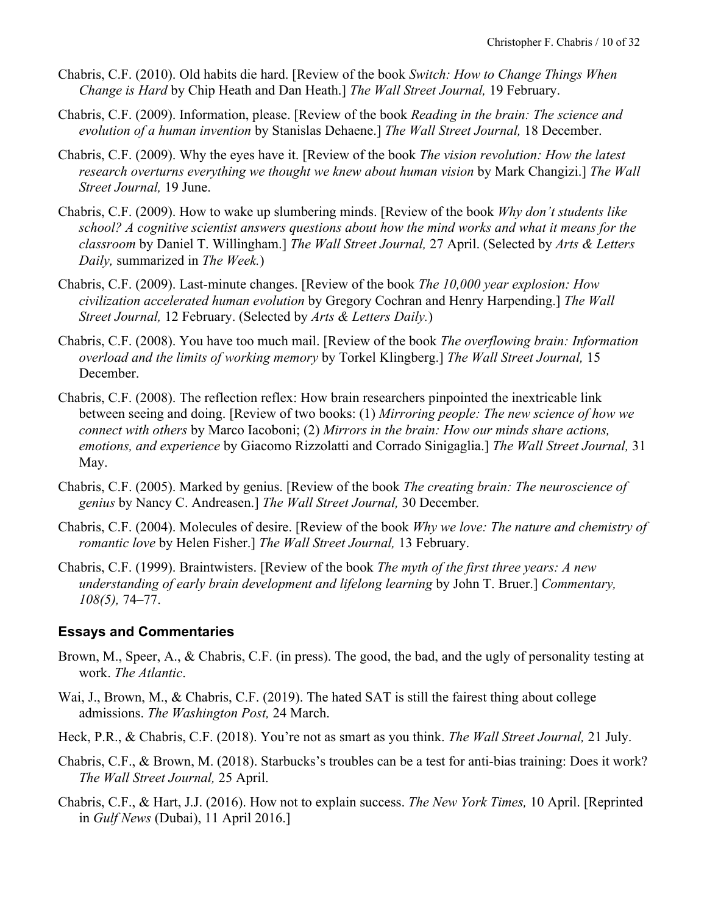Chabris, C.F. (2010). Old habits die hard. [Review of the book *Switch: How to Change Things When Change is Hard* by Chip Heath and Dan Heath.] *The Wall Street Journal,* 19 February.

Chabris, C.F. (2009). Information, please. [Review of the book *Reading in the brain: The science and evolution of a human invention* by Stanislas Dehaene.] *The Wall Street Journal,* 18 December.

Chabris, C.F. (2009). Why the eyes have it. [Review of the book *The vision revolution: How the latest research overturns everything we thought we knew about human vision* by Mark Changizi.] *The Wall Street Journal,* 19 June.

Chabris, C.F. (2009). How to wake up slumbering minds. [Review of the book *Why don't students like school? A cognitive scientist answers questions about how the mind works and what it means for the classroom* by Daniel T. Willingham.] *The Wall Street Journal,* 27 April. (Selected by *Arts & Letters Daily,* summarized in *The Week.*)

Chabris, C.F. (2009). Last-minute changes. [Review of the book *The 10,000 year explosion: How civilization accelerated human evolution* by Gregory Cochran and Henry Harpending.] *The Wall Street Journal,* 12 February. (Selected by *Arts & Letters Daily.*)

Chabris, C.F. (2008). You have too much mail. [Review of the book *The overflowing brain: Information overload and the limits of working memory* by Torkel Klingberg.] *The Wall Street Journal,* 15 December.

Chabris, C.F. (2008). The reflection reflex: How brain researchers pinpointed the inextricable link between seeing and doing. [Review of two books: (1) *Mirroring people: The new science of how we connect with others* by Marco Iacoboni; (2) *Mirrors in the brain: How our minds share actions, emotions, and experience* by Giacomo Rizzolatti and Corrado Sinigaglia.] *The Wall Street Journal,* 31 May.

Chabris, C.F. (2005). Marked by genius. [Review of the book *The creating brain: The neuroscience of genius* by Nancy C. Andreasen.] *The Wall Street Journal,* 30 December.

Chabris, C.F. (2004). Molecules of desire. [Review of the book *Why we love: The nature and chemistry of romantic love* by Helen Fisher.] *The Wall Street Journal,* 13 February.

Chabris, C.F. (1999). Braintwisters. [Review of the book *The myth of the first three years: A new understanding of early brain development and lifelong learning* by John T. Bruer.] *Commentary, 108(5),* 74–77.

### Essays and Commentaries

Brown, M., Speer, A., & Chabris, C.F. (in press). The good, the bad, and the ugly of personality testing at work. *The Atlantic*.

Wai, J., Brown, M., & Chabris, C.F. (2019). The hated SAT is still the fairest thing about college admissions. *The Washington Post,* 24 March.

Heck, P.R., & Chabris, C.F. (2018). You're not as smart as you think. *The Wall Street Journal,* 21 July.

Chabris, C.F., & Brown, M. (2018). Starbucks's troubles can be a test for anti-bias training: Does it work? *The Wall Street Journal,* 25 April.

Chabris, C.F., & Hart, J.J. (2016). How not to explain success. *The New York Times,* 10 April. [Reprinted in *Gulf News* (Dubai), 11 April 2016.]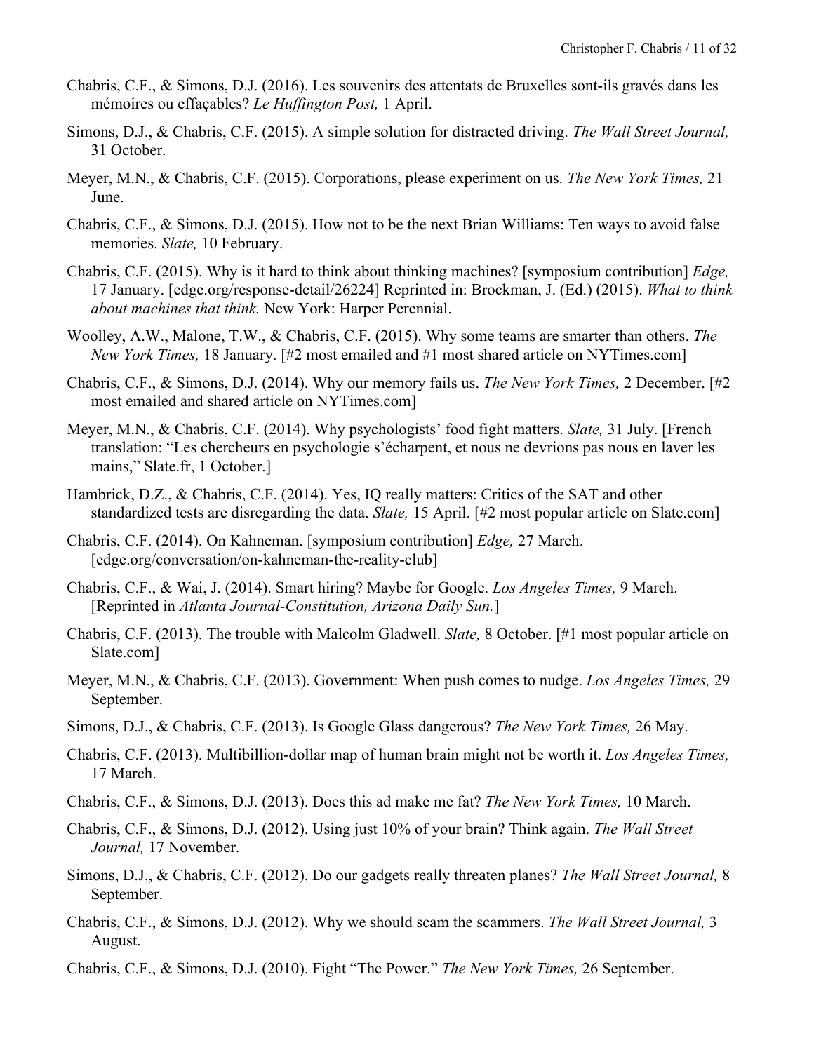Chabris, C.F., & Simons, D.J. (2016). Les souvenirs des attentats de Bruxelles sont-ils gravés dans les mémoires ou effaçables? *Le Huffington Post,* 1 April.

Simons, D.J., & Chabris, C.F. (2015). A simple solution for distracted driving. *The Wall Street Journal,* 31 October.

Meyer, M.N., & Chabris, C.F. (2015). Corporations, please experiment on us. *The New York Times,* 21 June.

Chabris, C.F., & Simons, D.J. (2015). How not to be the next Brian Williams: Ten ways to avoid false memories. *Slate,* 10 February.

Chabris, C.F. (2015). Why is it hard to think about thinking machines? [symposium contribution] *Edge,* 17 January. [edge.org/response-detail/26224] Reprinted in: Brockman, J. (Ed.) (2015). *What to think about machines that think.* New York: Harper Perennial.

Woolley, A.W., Malone, T.W., & Chabris, C.F. (2015). Why some teams are smarter than others. *The New York Times,* 18 January. [#2 most emailed and #1 most shared article on NYTimes.com]

Chabris, C.F., & Simons, D.J. (2014). Why our memory fails us. *The New York Times,* 2 December. [#2 most emailed and shared article on NYTimes.com]

Meyer, M.N., & Chabris, C.F. (2014). Why psychologists' food fight matters. *Slate,* 31 July. [French translation: "Les chercheurs en psychologie s'écharpent, et nous ne devrions pas nous en laver les mains," Slate.fr, 1 October.]

Hambrick, D.Z., & Chabris, C.F. (2014). Yes, IQ really matters: Critics of the SAT and other standardized tests are disregarding the data. *Slate,* 15 April. [#2 most popular article on Slate.com]

Chabris, C.F. (2014). On Kahneman. [symposium contribution] *Edge,* 27 March. [edge.org/conversation/on-kahneman-the-reality-club]

Chabris, C.F., & Wai, J. (2014). Smart hiring? Maybe for Google. *Los Angeles Times,* 9 March. [Reprinted in *Atlanta Journal-Constitution, Arizona Daily Sun.*]

Chabris, C.F. (2013). The trouble with Malcolm Gladwell. *Slate,* 8 October. [#1 most popular article on Slate.com]

Meyer, M.N., & Chabris, C.F. (2013). Government: When push comes to nudge. *Los Angeles Times,* 29 September.

Simons, D.J., & Chabris, C.F. (2013). Is Google Glass dangerous? *The New York Times,* 26 May.

Chabris, C.F. (2013). Multibillion-dollar map of human brain might not be worth it. *Los Angeles Times,* 17 March.

Chabris, C.F., & Simons, D.J. (2013). Does this ad make me fat? *The New York Times,* 10 March.

Chabris, C.F., & Simons, D.J. (2012). Using just 10% of your brain? Think again. *The Wall Street Journal,* 17 November.

Simons, D.J., & Chabris, C.F. (2012). Do our gadgets really threaten planes? *The Wall Street Journal,* 8 September.

Chabris, C.F., & Simons, D.J. (2012). Why we should scam the scammers. *The Wall Street Journal,* 3 August.

Chabris, C.F., & Simons, D.J. (2010). Fight "The Power." *The New York Times,* 26 September.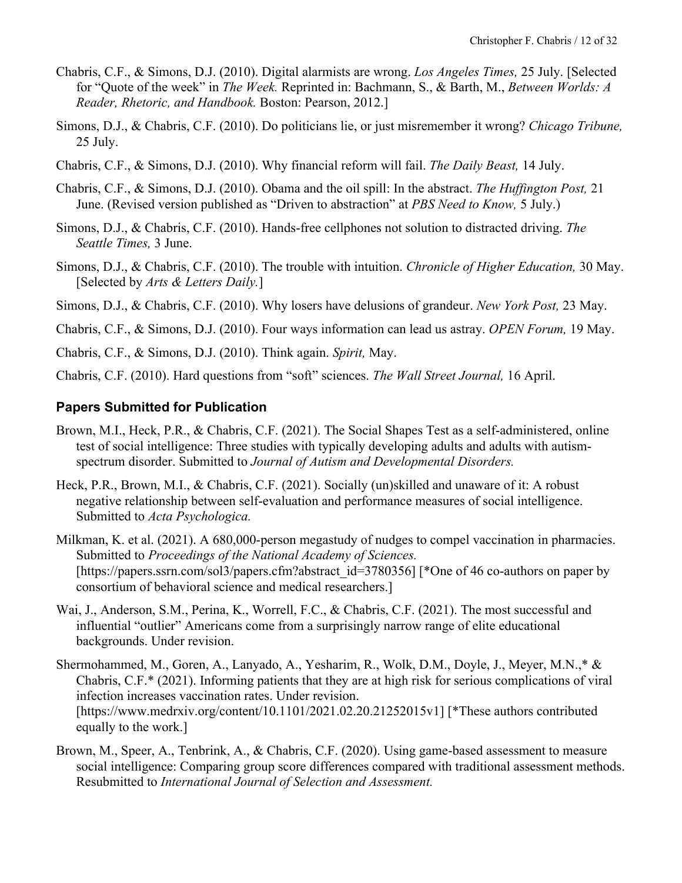Chabris, C.F., & Simons, D.J. (2010). Digital alarmists are wrong. *Los Angeles Times,* 25 July. [Selected for "Quote of the week" in *The Week.* Reprinted in: Bachmann, S., & Barth, M., *Between Worlds: A Reader, Rhetoric, and Handbook.* Boston: Pearson, 2012.]

Simons, D.J., & Chabris, C.F. (2010). Do politicians lie, or just misremember it wrong? *Chicago Tribune,* 25 July.

Chabris, C.F., & Simons, D.J. (2010). Why financial reform will fail. *The Daily Beast,* 14 July.

Chabris, C.F., & Simons, D.J. (2010). Obama and the oil spill: In the abstract. *The Huffington Post,* 21 June. (Revised version published as "Driven to abstraction" at *PBS Need to Know,* 5 July.)

Simons, D.J., & Chabris, C.F. (2010). Hands-free cellphones not solution to distracted driving. *The Seattle Times,* 3 June.

Simons, D.J., & Chabris, C.F. (2010). The trouble with intuition. *Chronicle of Higher Education,* 30 May. [Selected by *Arts & Letters Daily.*]

Simons, D.J., & Chabris, C.F. (2010). Why losers have delusions of grandeur. *New York Post,* 23 May.

Chabris, C.F., & Simons, D.J. (2010). Four ways information can lead us astray. *OPEN Forum,* 19 May.

Chabris, C.F., & Simons, D.J. (2010). Think again. *Spirit,* May.

Chabris, C.F. (2010). Hard questions from "soft" sciences. *The Wall Street Journal,* 16 April.

## Papers Submitted for Publication

Brown, M.I., Heck, P.R., & Chabris, C.F. (2021). The Social Shapes Test as a self-administered, online test of social intelligence: Three studies with typically developing adults and adults with autism-spectrum disorder. Submitted to *Journal of Autism and Developmental Disorders.*

Heck, P.R., Brown, M.I., & Chabris, C.F. (2021). Socially (un)skilled and unaware of it: A robust negative relationship between self-evaluation and performance measures of social intelligence. Submitted to *Acta Psychologica.*

Milkman, K. et al. (2021). A 680,000-person megastudy of nudges to compel vaccination in pharmacies. Submitted to *Proceedings of the National Academy of Sciences.* [https://papers.ssrn.com/sol3/papers.cfm?abstract_id=3780356] [*One of 46 co-authors on paper by consortium of behavioral science and medical researchers.]

Wai, J., Anderson, S.M., Perina, K., Worrell, F.C., & Chabris, C.F. (2021). The most successful and influential "outlier" Americans come from a surprisingly narrow range of elite educational backgrounds. Under revision.

Shermohammed, M., Goren, A., Lanyado, A., Yesharim, R., Wolk, D.M., Doyle, J., Meyer, M.N.,* & Chabris, C.F.* (2021). Informing patients that they are at high risk for serious complications of viral infection increases vaccination rates. Under revision. [https://www.medrxiv.org/content/10.1101/2021.02.20.21252015v1] [*These authors contributed equally to the work.]

Brown, M., Speer, A., Tenbrink, A., & Chabris, C.F. (2020). Using game-based assessment to measure social intelligence: Comparing group score differences compared with traditional assessment methods. Resubmitted to *International Journal of Selection and Assessment.*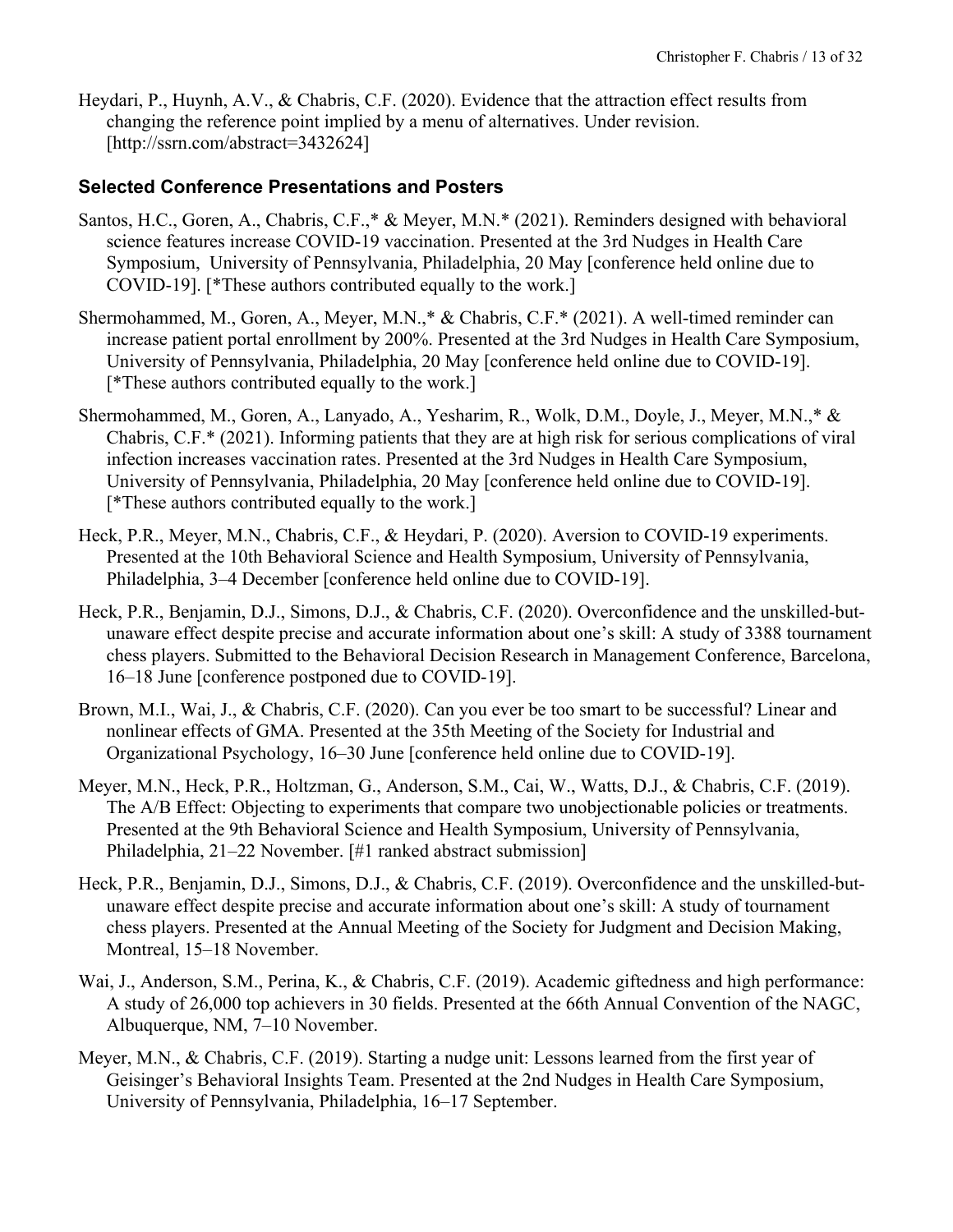Heydari, P., Huynh, A.V., & Chabris, C.F. (2020). Evidence that the attraction effect results from changing the reference point implied by a menu of alternatives. Under revision. [http://ssrn.com/abstract=3432624]

### Selected Conference Presentations and Posters

Santos, H.C., Goren, A., Chabris, C.F.,* & Meyer, M.N.* (2021). Reminders designed with behavioral science features increase COVID-19 vaccination. Presented at the 3rd Nudges in Health Care Symposium, University of Pennsylvania, Philadelphia, 20 May [conference held online due to COVID-19]. [*These authors contributed equally to the work.]

Shermohammed, M., Goren, A., Meyer, M.N.,* & Chabris, C.F.* (2021). A well-timed reminder can increase patient portal enrollment by 200%. Presented at the 3rd Nudges in Health Care Symposium, University of Pennsylvania, Philadelphia, 20 May [conference held online due to COVID-19]. [*These authors contributed equally to the work.]

Shermohammed, M., Goren, A., Lanyado, A., Yesharim, R., Wolk, D.M., Doyle, J., Meyer, M.N.,* & Chabris, C.F.* (2021). Informing patients that they are at high risk for serious complications of viral infection increases vaccination rates. Presented at the 3rd Nudges in Health Care Symposium, University of Pennsylvania, Philadelphia, 20 May [conference held online due to COVID-19]. [*These authors contributed equally to the work.]

Heck, P.R., Meyer, M.N., Chabris, C.F., & Heydari, P. (2020). Aversion to COVID-19 experiments. Presented at the 10th Behavioral Science and Health Symposium, University of Pennsylvania, Philadelphia, 3–4 December [conference held online due to COVID-19].

Heck, P.R., Benjamin, D.J., Simons, D.J., & Chabris, C.F. (2020). Overconfidence and the unskilled-but-unaware effect despite precise and accurate information about one's skill: A study of 3388 tournament chess players. Submitted to the Behavioral Decision Research in Management Conference, Barcelona, 16–18 June [conference postponed due to COVID-19].

Brown, M.I., Wai, J., & Chabris, C.F. (2020). Can you ever be too smart to be successful? Linear and nonlinear effects of GMA. Presented at the 35th Meeting of the Society for Industrial and Organizational Psychology, 16–30 June [conference held online due to COVID-19].

Meyer, M.N., Heck, P.R., Holtzman, G., Anderson, S.M., Cai, W., Watts, D.J., & Chabris, C.F. (2019). The A/B Effect: Objecting to experiments that compare two unobjectionable policies or treatments. Presented at the 9th Behavioral Science and Health Symposium, University of Pennsylvania, Philadelphia, 21–22 November. [#1 ranked abstract submission]

Heck, P.R., Benjamin, D.J., Simons, D.J., & Chabris, C.F. (2019). Overconfidence and the unskilled-but-unaware effect despite precise and accurate information about one's skill: A study of tournament chess players. Presented at the Annual Meeting of the Society for Judgment and Decision Making, Montreal, 15–18 November.

Wai, J., Anderson, S.M., Perina, K., & Chabris, C.F. (2019). Academic giftedness and high performance: A study of 26,000 top achievers in 30 fields. Presented at the 66th Annual Convention of the NAGC, Albuquerque, NM, 7–10 November.

Meyer, M.N., & Chabris, C.F. (2019). Starting a nudge unit: Lessons learned from the first year of Geisinger's Behavioral Insights Team. Presented at the 2nd Nudges in Health Care Symposium, University of Pennsylvania, Philadelphia, 16–17 September.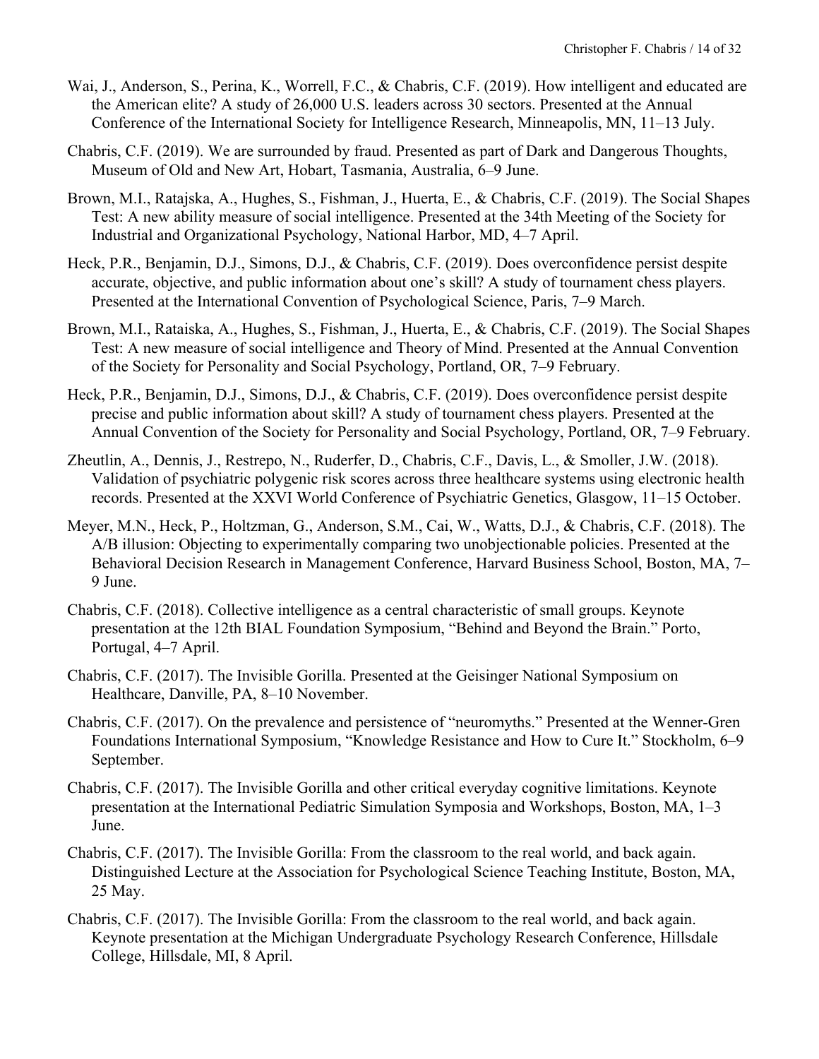Wai, J., Anderson, S., Perina, K., Worrell, F.C., & Chabris, C.F. (2019). How intelligent and educated are the American elite? A study of 26,000 U.S. leaders across 30 sectors. Presented at the Annual Conference of the International Society for Intelligence Research, Minneapolis, MN, 11–13 July.

Chabris, C.F. (2019). We are surrounded by fraud. Presented as part of Dark and Dangerous Thoughts, Museum of Old and New Art, Hobart, Tasmania, Australia, 6–9 June.

Brown, M.I., Ratajska, A., Hughes, S., Fishman, J., Huerta, E., & Chabris, C.F. (2019). The Social Shapes Test: A new ability measure of social intelligence. Presented at the 34th Meeting of the Society for Industrial and Organizational Psychology, National Harbor, MD, 4–7 April.

Heck, P.R., Benjamin, D.J., Simons, D.J., & Chabris, C.F. (2019). Does overconfidence persist despite accurate, objective, and public information about one's skill? A study of tournament chess players. Presented at the International Convention of Psychological Science, Paris, 7–9 March.

Brown, M.I., Rataiska, A., Hughes, S., Fishman, J., Huerta, E., & Chabris, C.F. (2019). The Social Shapes Test: A new measure of social intelligence and Theory of Mind. Presented at the Annual Convention of the Society for Personality and Social Psychology, Portland, OR, 7–9 February.

Heck, P.R., Benjamin, D.J., Simons, D.J., & Chabris, C.F. (2019). Does overconfidence persist despite precise and public information about skill? A study of tournament chess players. Presented at the Annual Convention of the Society for Personality and Social Psychology, Portland, OR, 7–9 February.

Zheutlin, A., Dennis, J., Restrepo, N., Ruderfer, D., Chabris, C.F., Davis, L., & Smoller, J.W. (2018). Validation of psychiatric polygenic risk scores across three healthcare systems using electronic health records. Presented at the XXVI World Conference of Psychiatric Genetics, Glasgow, 11–15 October.

Meyer, M.N., Heck, P., Holtzman, G., Anderson, S.M., Cai, W., Watts, D.J., & Chabris, C.F. (2018). The A/B illusion: Objecting to experimentally comparing two unobjectionable policies. Presented at the Behavioral Decision Research in Management Conference, Harvard Business School, Boston, MA, 7–9 June.

Chabris, C.F. (2018). Collective intelligence as a central characteristic of small groups. Keynote presentation at the 12th BIAL Foundation Symposium, "Behind and Beyond the Brain." Porto, Portugal, 4–7 April.

Chabris, C.F. (2017). The Invisible Gorilla. Presented at the Geisinger National Symposium on Healthcare, Danville, PA, 8–10 November.

Chabris, C.F. (2017). On the prevalence and persistence of "neuromyths." Presented at the Wenner-Gren Foundations International Symposium, "Knowledge Resistance and How to Cure It." Stockholm, 6–9 September.

Chabris, C.F. (2017). The Invisible Gorilla and other critical everyday cognitive limitations. Keynote presentation at the International Pediatric Simulation Symposia and Workshops, Boston, MA, 1–3 June.

Chabris, C.F. (2017). The Invisible Gorilla: From the classroom to the real world, and back again. Distinguished Lecture at the Association for Psychological Science Teaching Institute, Boston, MA, 25 May.

Chabris, C.F. (2017). The Invisible Gorilla: From the classroom to the real world, and back again. Keynote presentation at the Michigan Undergraduate Psychology Research Conference, Hillsdale College, Hillsdale, MI, 8 April.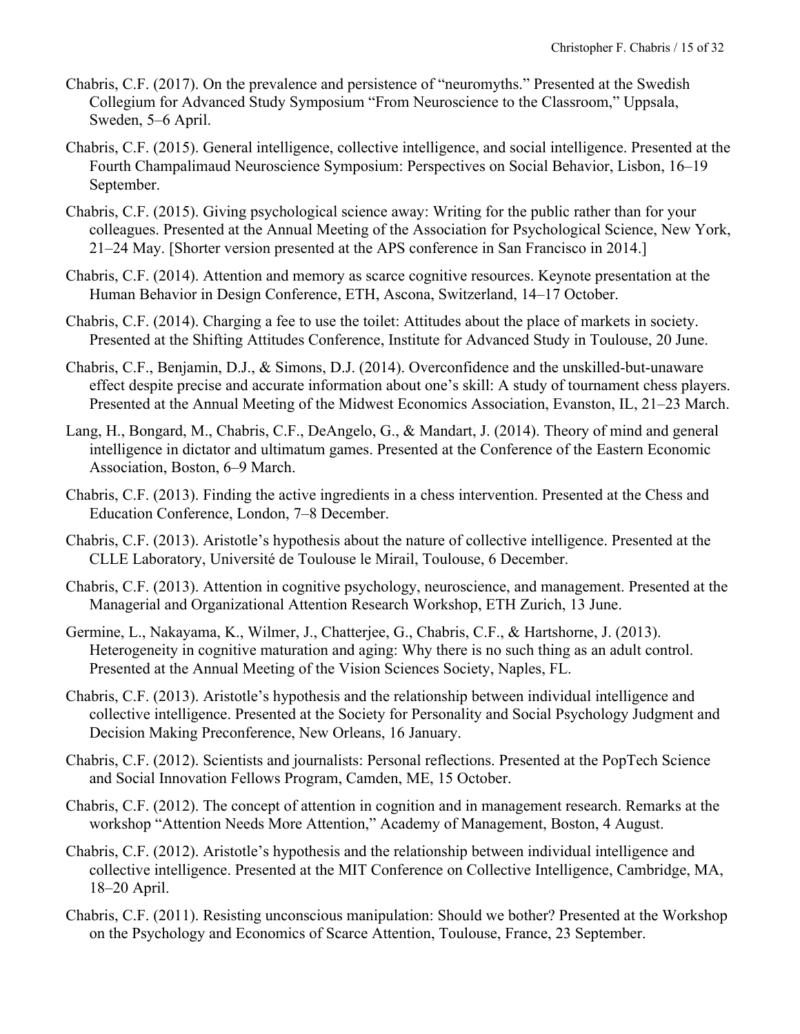Chabris, C.F. (2017). On the prevalence and persistence of "neuromyths." Presented at the Swedish Collegium for Advanced Study Symposium "From Neuroscience to the Classroom," Uppsala, Sweden, 5–6 April.

Chabris, C.F. (2015). General intelligence, collective intelligence, and social intelligence. Presented at the Fourth Champalimaud Neuroscience Symposium: Perspectives on Social Behavior, Lisbon, 16–19 September.

Chabris, C.F. (2015). Giving psychological science away: Writing for the public rather than for your colleagues. Presented at the Annual Meeting of the Association for Psychological Science, New York, 21–24 May. [Shorter version presented at the APS conference in San Francisco in 2014.]

Chabris, C.F. (2014). Attention and memory as scarce cognitive resources. Keynote presentation at the Human Behavior in Design Conference, ETH, Ascona, Switzerland, 14–17 October.

Chabris, C.F. (2014). Charging a fee to use the toilet: Attitudes about the place of markets in society. Presented at the Shifting Attitudes Conference, Institute for Advanced Study in Toulouse, 20 June.

Chabris, C.F., Benjamin, D.J., & Simons, D.J. (2014). Overconfidence and the unskilled-but-unaware effect despite precise and accurate information about one's skill: A study of tournament chess players. Presented at the Annual Meeting of the Midwest Economics Association, Evanston, IL, 21–23 March.

Lang, H., Bongard, M., Chabris, C.F., DeAngelo, G., & Mandart, J. (2014). Theory of mind and general intelligence in dictator and ultimatum games. Presented at the Conference of the Eastern Economic Association, Boston, 6–9 March.

Chabris, C.F. (2013). Finding the active ingredients in a chess intervention. Presented at the Chess and Education Conference, London, 7–8 December.

Chabris, C.F. (2013). Aristotle's hypothesis about the nature of collective intelligence. Presented at the CLLE Laboratory, Université de Toulouse le Mirail, Toulouse, 6 December.

Chabris, C.F. (2013). Attention in cognitive psychology, neuroscience, and management. Presented at the Managerial and Organizational Attention Research Workshop, ETH Zurich, 13 June.

Germine, L., Nakayama, K., Wilmer, J., Chatterjee, G., Chabris, C.F., & Hartshorne, J. (2013). Heterogeneity in cognitive maturation and aging: Why there is no such thing as an adult control. Presented at the Annual Meeting of the Vision Sciences Society, Naples, FL.

Chabris, C.F. (2013). Aristotle's hypothesis and the relationship between individual intelligence and collective intelligence. Presented at the Society for Personality and Social Psychology Judgment and Decision Making Preconference, New Orleans, 16 January.

Chabris, C.F. (2012). Scientists and journalists: Personal reflections. Presented at the PopTech Science and Social Innovation Fellows Program, Camden, ME, 15 October.

Chabris, C.F. (2012). The concept of attention in cognition and in management research. Remarks at the workshop "Attention Needs More Attention," Academy of Management, Boston, 4 August.

Chabris, C.F. (2012). Aristotle's hypothesis and the relationship between individual intelligence and collective intelligence. Presented at the MIT Conference on Collective Intelligence, Cambridge, MA, 18–20 April.

Chabris, C.F. (2011). Resisting unconscious manipulation: Should we bother? Presented at the Workshop on the Psychology and Economics of Scarce Attention, Toulouse, France, 23 September.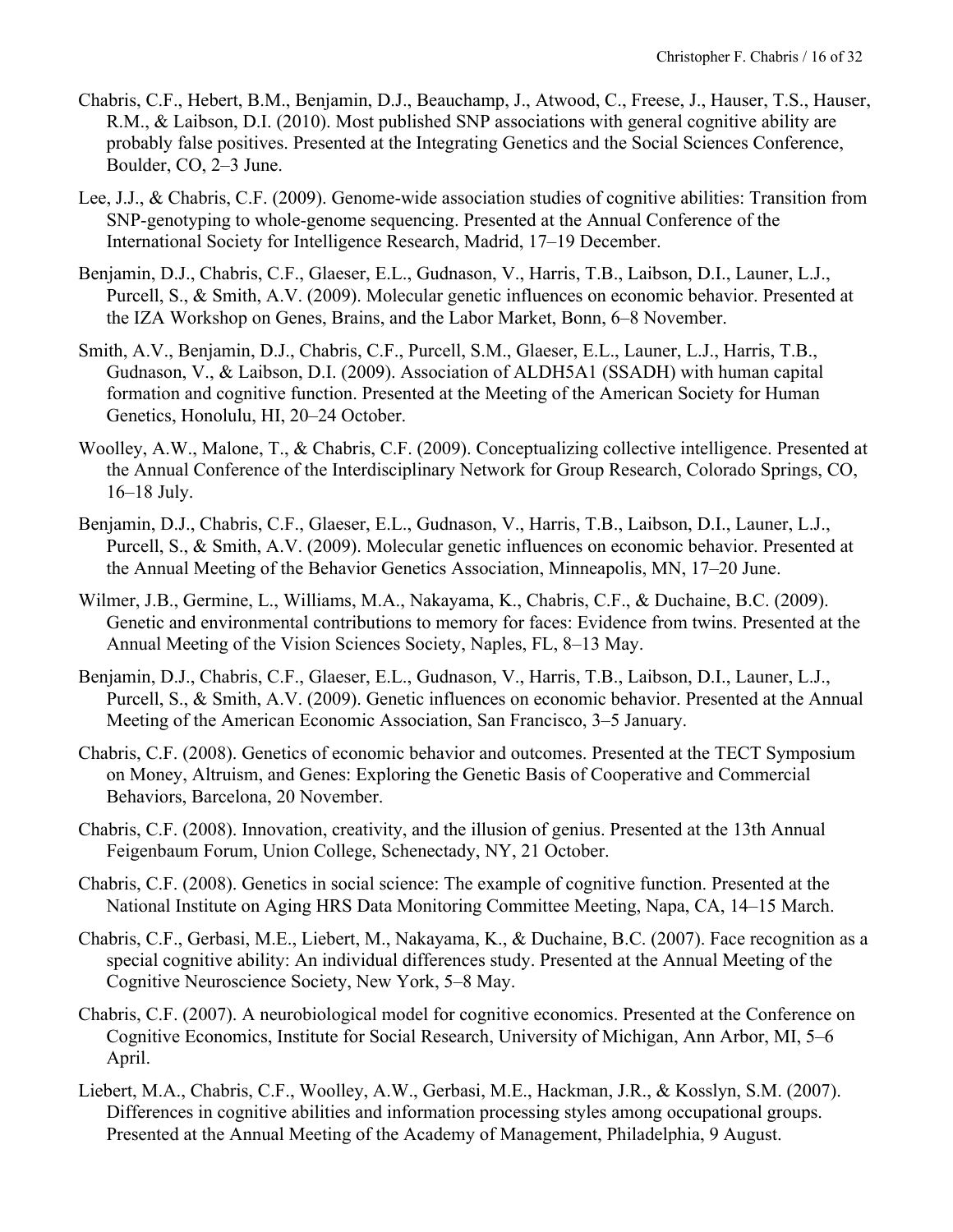Chabris, C.F., Hebert, B.M., Benjamin, D.J., Beauchamp, J., Atwood, C., Freese, J., Hauser, T.S., Hauser, R.M., & Laibson, D.I. (2010). Most published SNP associations with general cognitive ability are probably false positives. Presented at the Integrating Genetics and the Social Sciences Conference, Boulder, CO, 2–3 June.

Lee, J.J., & Chabris, C.F. (2009). Genome-wide association studies of cognitive abilities: Transition from SNP-genotyping to whole-genome sequencing. Presented at the Annual Conference of the International Society for Intelligence Research, Madrid, 17–19 December.

Benjamin, D.J., Chabris, C.F., Glaeser, E.L., Gudnason, V., Harris, T.B., Laibson, D.I., Launer, L.J., Purcell, S., & Smith, A.V. (2009). Molecular genetic influences on economic behavior. Presented at the IZA Workshop on Genes, Brains, and the Labor Market, Bonn, 6–8 November.

Smith, A.V., Benjamin, D.J., Chabris, C.F., Purcell, S.M., Glaeser, E.L., Launer, L.J., Harris, T.B., Gudnason, V., & Laibson, D.I. (2009). Association of ALDH5A1 (SSADH) with human capital formation and cognitive function. Presented at the Meeting of the American Society for Human Genetics, Honolulu, HI, 20–24 October.

Woolley, A.W., Malone, T., & Chabris, C.F. (2009). Conceptualizing collective intelligence. Presented at the Annual Conference of the Interdisciplinary Network for Group Research, Colorado Springs, CO, 16–18 July.

Benjamin, D.J., Chabris, C.F., Glaeser, E.L., Gudnason, V., Harris, T.B., Laibson, D.I., Launer, L.J., Purcell, S., & Smith, A.V. (2009). Molecular genetic influences on economic behavior. Presented at the Annual Meeting of the Behavior Genetics Association, Minneapolis, MN, 17–20 June.

Wilmer, J.B., Germine, L., Williams, M.A., Nakayama, K., Chabris, C.F., & Duchaine, B.C. (2009). Genetic and environmental contributions to memory for faces: Evidence from twins. Presented at the Annual Meeting of the Vision Sciences Society, Naples, FL, 8–13 May.

Benjamin, D.J., Chabris, C.F., Glaeser, E.L., Gudnason, V., Harris, T.B., Laibson, D.I., Launer, L.J., Purcell, S., & Smith, A.V. (2009). Genetic influences on economic behavior. Presented at the Annual Meeting of the American Economic Association, San Francisco, 3–5 January.

Chabris, C.F. (2008). Genetics of economic behavior and outcomes. Presented at the TECT Symposium on Money, Altruism, and Genes: Exploring the Genetic Basis of Cooperative and Commercial Behaviors, Barcelona, 20 November.

Chabris, C.F. (2008). Innovation, creativity, and the illusion of genius. Presented at the 13th Annual Feigenbaum Forum, Union College, Schenectady, NY, 21 October.

Chabris, C.F. (2008). Genetics in social science: The example of cognitive function. Presented at the National Institute on Aging HRS Data Monitoring Committee Meeting, Napa, CA, 14–15 March.

Chabris, C.F., Gerbasi, M.E., Liebert, M., Nakayama, K., & Duchaine, B.C. (2007). Face recognition as a special cognitive ability: An individual differences study. Presented at the Annual Meeting of the Cognitive Neuroscience Society, New York, 5–8 May.

Chabris, C.F. (2007). A neurobiological model for cognitive economics. Presented at the Conference on Cognitive Economics, Institute for Social Research, University of Michigan, Ann Arbor, MI, 5–6 April.

Liebert, M.A., Chabris, C.F., Woolley, A.W., Gerbasi, M.E., Hackman, J.R., & Kosslyn, S.M. (2007). Differences in cognitive abilities and information processing styles among occupational groups. Presented at the Annual Meeting of the Academy of Management, Philadelphia, 9 August.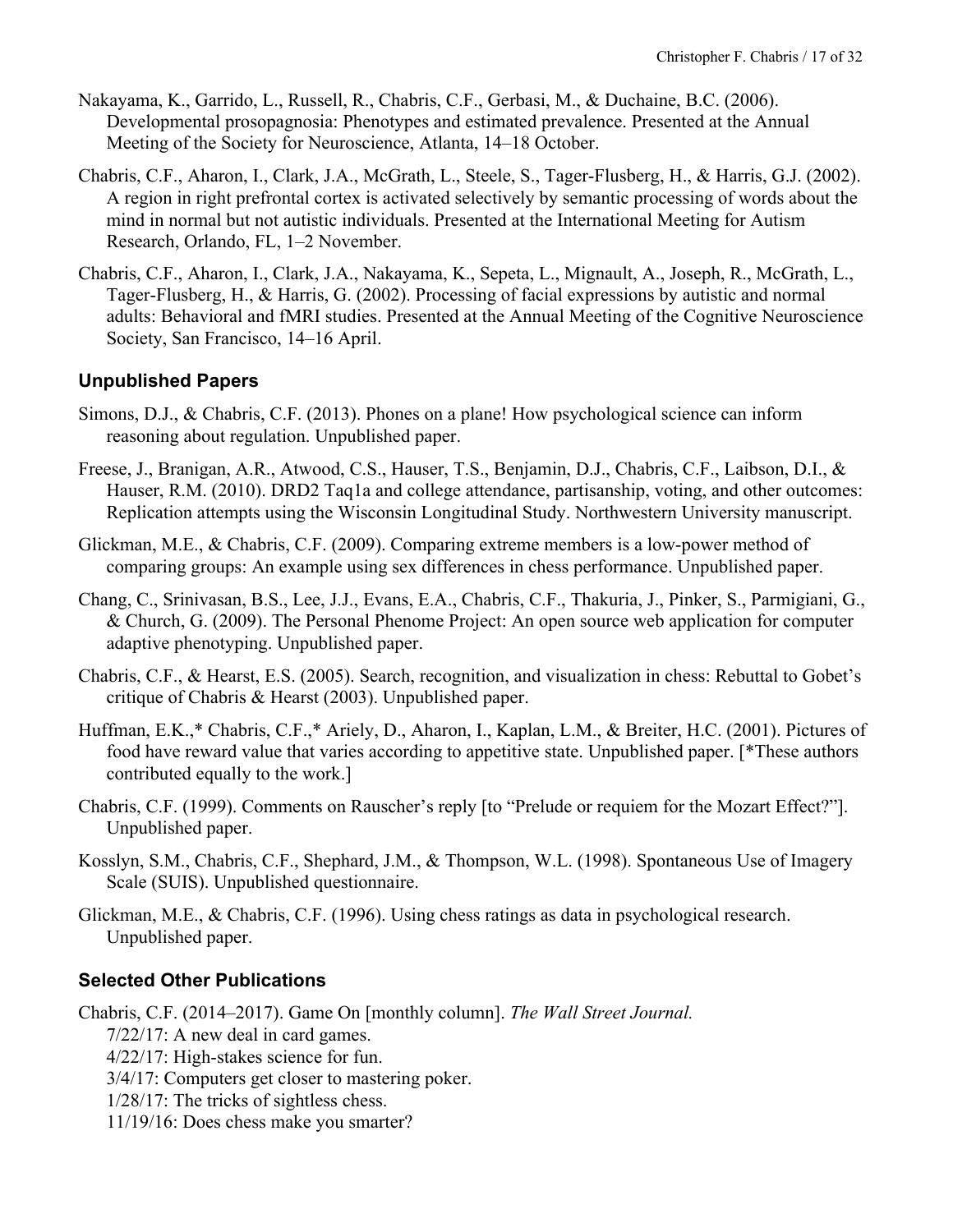Nakayama, K., Garrido, L., Russell, R., Chabris, C.F., Gerbasi, M., & Duchaine, B.C. (2006). Developmental prosopagnosia: Phenotypes and estimated prevalence. Presented at the Annual Meeting of the Society for Neuroscience, Atlanta, 14–18 October.

Chabris, C.F., Aharon, I., Clark, J.A., McGrath, L., Steele, S., Tager-Flusberg, H., & Harris, G.J. (2002). A region in right prefrontal cortex is activated selectively by semantic processing of words about the mind in normal but not autistic individuals. Presented at the International Meeting for Autism Research, Orlando, FL, 1–2 November.

Chabris, C.F., Aharon, I., Clark, J.A., Nakayama, K., Sepeta, L., Mignault, A., Joseph, R., McGrath, L., Tager-Flusberg, H., & Harris, G. (2002). Processing of facial expressions by autistic and normal adults: Behavioral and fMRI studies. Presented at the Annual Meeting of the Cognitive Neuroscience Society, San Francisco, 14–16 April.

### Unpublished Papers

Simons, D.J., & Chabris, C.F. (2013). Phones on a plane! How psychological science can inform reasoning about regulation. Unpublished paper.

Freese, J., Branigan, A.R., Atwood, C.S., Hauser, T.S., Benjamin, D.J., Chabris, C.F., Laibson, D.I., & Hauser, R.M. (2010). DRD2 Taq1a and college attendance, partisanship, voting, and other outcomes: Replication attempts using the Wisconsin Longitudinal Study. Northwestern University manuscript.

Glickman, M.E., & Chabris, C.F. (2009). Comparing extreme members is a low-power method of comparing groups: An example using sex differences in chess performance. Unpublished paper.

Chang, C., Srinivasan, B.S., Lee, J.J., Evans, E.A., Chabris, C.F., Thakuria, J., Pinker, S., Parmigiani, G., & Church, G. (2009). The Personal Phenome Project: An open source web application for computer adaptive phenotyping. Unpublished paper.

Chabris, C.F., & Hearst, E.S. (2005). Search, recognition, and visualization in chess: Rebuttal to Gobet's critique of Chabris & Hearst (2003). Unpublished paper.

Huffman, E.K.,* Chabris, C.F.,* Ariely, D., Aharon, I., Kaplan, L.M., & Breiter, H.C. (2001). Pictures of food have reward value that varies according to appetitive state. Unpublished paper. [*These authors contributed equally to the work.]

Chabris, C.F. (1999). Comments on Rauscher's reply [to "Prelude or requiem for the Mozart Effect?"]. Unpublished paper.

Kosslyn, S.M., Chabris, C.F., Shephard, J.M., & Thompson, W.L. (1998). Spontaneous Use of Imagery Scale (SUIS). Unpublished questionnaire.

Glickman, M.E., & Chabris, C.F. (1996). Using chess ratings as data in psychological research. Unpublished paper.

### Selected Other Publications

Chabris, C.F. (2014–2017). Game On [monthly column]. *The Wall Street Journal.*

- 7/22/17: A new deal in card games.
- 4/22/17: High-stakes science for fun.
- 3/4/17: Computers get closer to mastering poker.
- 1/28/17: The tricks of sightless chess.
- 11/19/16: Does chess make you smarter?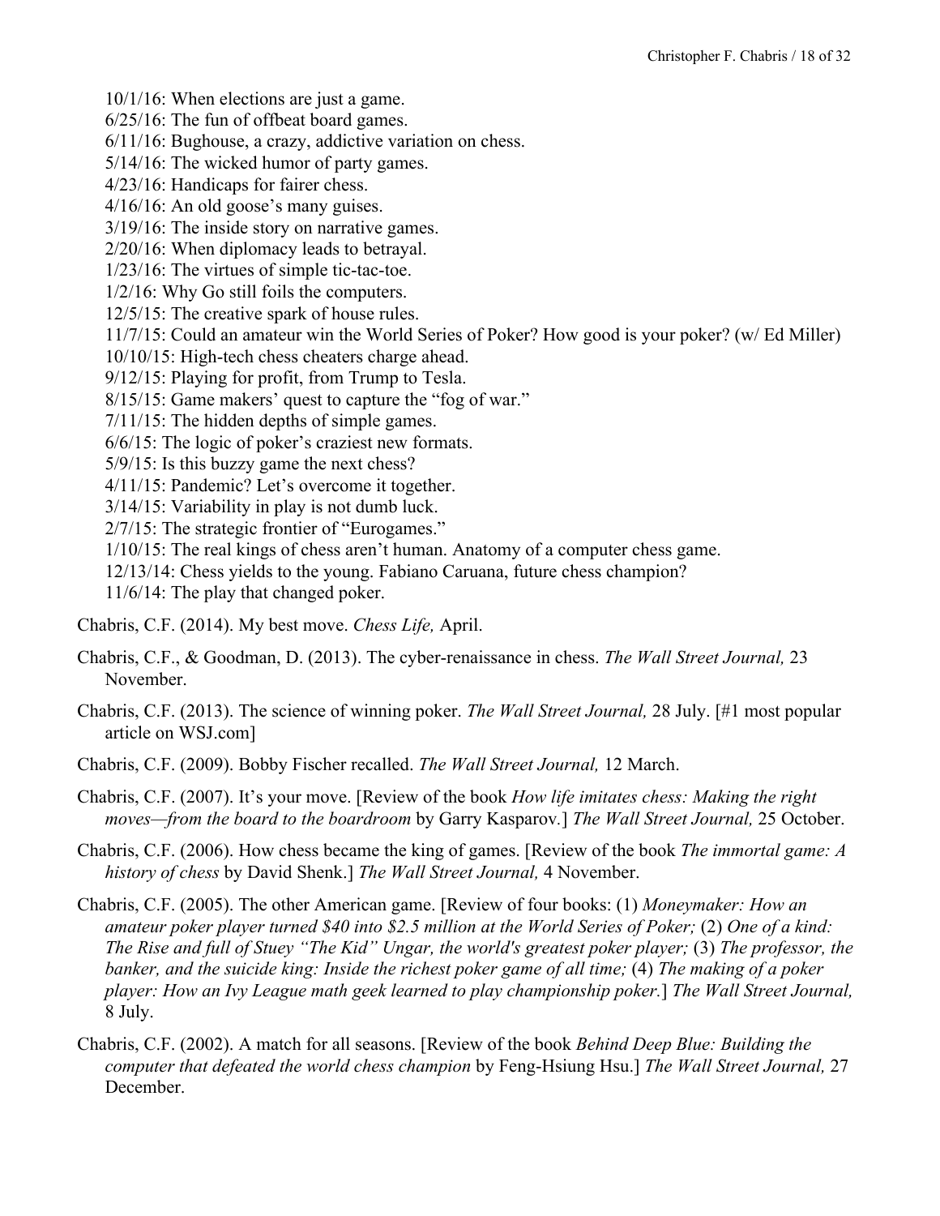- 10/1/16: When elections are just a game.
- 6/25/16: The fun of offbeat board games.
- 6/11/16: Bughouse, a crazy, addictive variation on chess.
- 5/14/16: The wicked humor of party games.
- 4/23/16: Handicaps for fairer chess.
- 4/16/16: An old goose's many guises.
- 3/19/16: The inside story on narrative games.
- 2/20/16: When diplomacy leads to betrayal.
- 1/23/16: The virtues of simple tic-tac-toe.
- 1/2/16: Why Go still foils the computers.
- 12/5/15: The creative spark of house rules.
- 11/7/15: Could an amateur win the World Series of Poker? How good is your poker? (w/ Ed Miller)
- 10/10/15: High-tech chess cheaters charge ahead.
- 9/12/15: Playing for profit, from Trump to Tesla.
- 8/15/15: Game makers' quest to capture the "fog of war."
- 7/11/15: The hidden depths of simple games.
- 6/6/15: The logic of poker's craziest new formats.
- 5/9/15: Is this buzzy game the next chess?
- 4/11/15: Pandemic? Let's overcome it together.
- 3/14/15: Variability in play is not dumb luck.
- 2/7/15: The strategic frontier of "Eurogames."
- 1/10/15: The real kings of chess aren't human. Anatomy of a computer chess game.
- 12/13/14: Chess yields to the young. Fabiano Caruana, future chess champion?
- 11/6/14: The play that changed poker.

Chabris, C.F. (2014). My best move. *Chess Life,* April.

Chabris, C.F., & Goodman, D. (2013). The cyber-renaissance in chess. *The Wall Street Journal,* 23 November.

Chabris, C.F. (2013). The science of winning poker. *The Wall Street Journal,* 28 July. [#1 most popular article on WSJ.com]

Chabris, C.F. (2009). Bobby Fischer recalled. *The Wall Street Journal,* 12 March.

Chabris, C.F. (2007). It's your move. [Review of the book *How life imitates chess: Making the right moves—from the board to the boardroom* by Garry Kasparov.] *The Wall Street Journal,* 25 October.

Chabris, C.F. (2006). How chess became the king of games. [Review of the book *The immortal game: A history of chess* by David Shenk.] *The Wall Street Journal,* 4 November.

Chabris, C.F. (2005). The other American game. [Review of four books: (1) *Moneymaker: How an amateur poker player turned $40 into $2.5 million at the World Series of Poker;* (2) *One of a kind: The Rise and full of Stuey "The Kid" Ungar, the world's greatest poker player;* (3) *The professor, the banker, and the suicide king: Inside the richest poker game of all time;* (4) *The making of a poker player: How an Ivy League math geek learned to play championship poker.*] *The Wall Street Journal,* 8 July.

Chabris, C.F. (2002). A match for all seasons. [Review of the book *Behind Deep Blue: Building the computer that defeated the world chess champion* by Feng-Hsiung Hsu.] *The Wall Street Journal,* 27 December.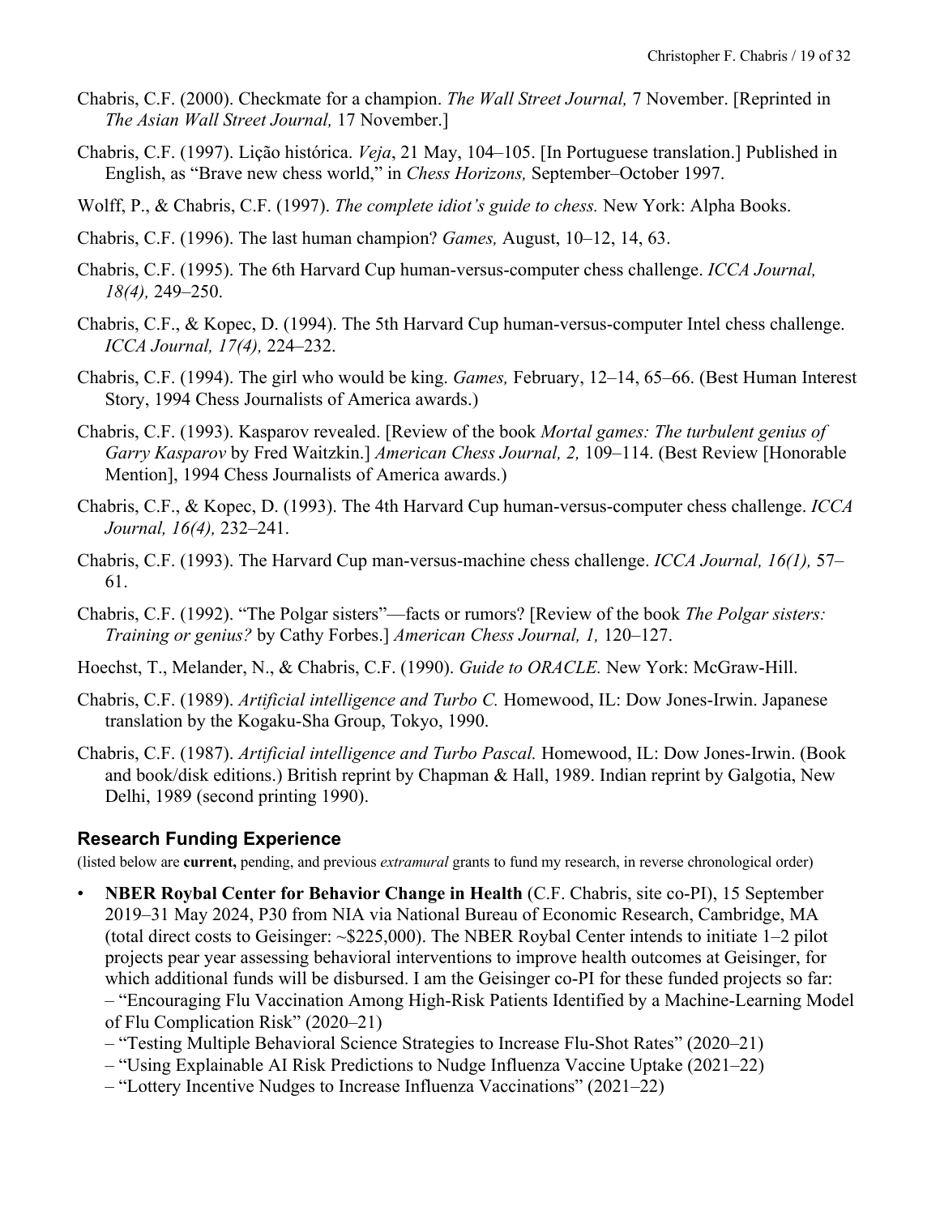Chabris, C.F. (2000). Checkmate for a champion. *The Wall Street Journal,* 7 November. [Reprinted in *The Asian Wall Street Journal,* 17 November.]

Chabris, C.F. (1997). Lição histórica. *Veja*, 21 May, 104–105. [In Portuguese translation.] Published in English, as "Brave new chess world," in *Chess Horizons,* September–October 1997.

Wolff, P., & Chabris, C.F. (1997). *The complete idiot's guide to chess.* New York: Alpha Books.

Chabris, C.F. (1996). The last human champion? *Games,* August, 10–12, 14, 63.

Chabris, C.F. (1995). The 6th Harvard Cup human-versus-computer chess challenge. *ICCA Journal, 18(4),* 249–250.

Chabris, C.F., & Kopec, D. (1994). The 5th Harvard Cup human-versus-computer Intel chess challenge. *ICCA Journal, 17(4),* 224–232.

Chabris, C.F. (1994). The girl who would be king. *Games,* February, 12–14, 65–66. (Best Human Interest Story, 1994 Chess Journalists of America awards.)

Chabris, C.F. (1993). Kasparov revealed. [Review of the book *Mortal games: The turbulent genius of Garry Kasparov* by Fred Waitzkin.] *American Chess Journal, 2,* 109–114. (Best Review [Honorable Mention], 1994 Chess Journalists of America awards.)

Chabris, C.F., & Kopec, D. (1993). The 4th Harvard Cup human-versus-computer chess challenge. *ICCA Journal, 16(4),* 232–241.

Chabris, C.F. (1993). The Harvard Cup man-versus-machine chess challenge. *ICCA Journal, 16(1),* 57–61.

Chabris, C.F. (1992). "The Polgar sisters"—facts or rumors? [Review of the book *The Polgar sisters: Training or genius?* by Cathy Forbes.] *American Chess Journal, 1,* 120–127.

Hoechst, T., Melander, N., & Chabris, C.F. (1990). *Guide to ORACLE.* New York: McGraw-Hill.

Chabris, C.F. (1989). *Artificial intelligence and Turbo C.* Homewood, IL: Dow Jones-Irwin. Japanese translation by the Kogaku-Sha Group, Tokyo, 1990.

Chabris, C.F. (1987). *Artificial intelligence and Turbo Pascal.* Homewood, IL: Dow Jones-Irwin. (Book and book/disk editions.) British reprint by Chapman & Hall, 1989. Indian reprint by Galgotia, New Delhi, 1989 (second printing 1990).

## Research Funding Experience

(listed below are **current,** pending, and previous *extramural* grants to fund my research, in reverse chronological order)

- **NBER Roybal Center for Behavior Change in Health** (C.F. Chabris, site co-PI), 15 September 2019–31 May 2024, P30 from NIA via National Bureau of Economic Research, Cambridge, MA (total direct costs to Geisinger: ~$225,000). The NBER Roybal Center intends to initiate 1–2 pilot projects pear year assessing behavioral interventions to improve health outcomes at Geisinger, for which additional funds will be disbursed. I am the Geisinger co-PI for these funded projects so far:
  – "Encouraging Flu Vaccination Among High-Risk Patients Identified by a Machine-Learning Model of Flu Complication Risk" (2020–21)
  – "Testing Multiple Behavioral Science Strategies to Increase Flu-Shot Rates" (2020–21)
  – "Using Explainable AI Risk Predictions to Nudge Influenza Vaccine Uptake (2021–22)
  – "Lottery Incentive Nudges to Increase Influenza Vaccinations" (2021–22)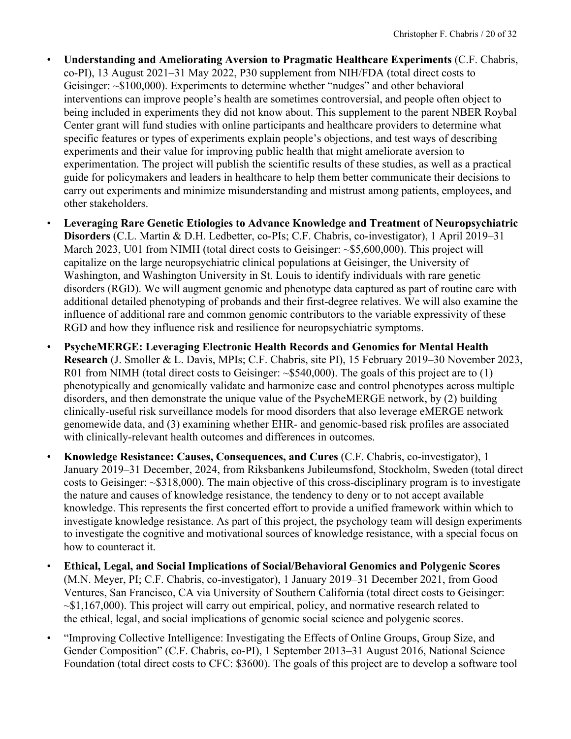- **Understanding and Ameliorating Aversion to Pragmatic Healthcare Experiments** (C.F. Chabris, co-PI), 13 August 2021–31 May 2022, P30 supplement from NIH/FDA (total direct costs to Geisinger: ~$100,000). Experiments to determine whether "nudges" and other behavioral interventions can improve people's health are sometimes controversial, and people often object to being included in experiments they did not know about. This supplement to the parent NBER Roybal Center grant will fund studies with online participants and healthcare providers to determine what specific features or types of experiments explain people's objections, and test ways of describing experiments and their value for improving public health that might ameliorate aversion to experimentation. The project will publish the scientific results of these studies, as well as a practical guide for policymakers and leaders in healthcare to help them better communicate their decisions to carry out experiments and minimize misunderstanding and mistrust among patients, employees, and other stakeholders.
- **Leveraging Rare Genetic Etiologies to Advance Knowledge and Treatment of Neuropsychiatric Disorders** (C.L. Martin & D.H. Ledbetter, co-PIs; C.F. Chabris, co-investigator), 1 April 2019–31 March 2023, U01 from NIMH (total direct costs to Geisinger: ~$5,600,000). This project will capitalize on the large neuropsychiatric clinical populations at Geisinger, the University of Washington, and Washington University in St. Louis to identify individuals with rare genetic disorders (RGD). We will augment genomic and phenotype data captured as part of routine care with additional detailed phenotyping of probands and their first-degree relatives. We will also examine the influence of additional rare and common genomic contributors to the variable expressivity of these RGD and how they influence risk and resilience for neuropsychiatric symptoms.
- **PsycheMERGE: Leveraging Electronic Health Records and Genomics for Mental Health Research** (J. Smoller & L. Davis, MPIs; C.F. Chabris, site PI), 15 February 2019–30 November 2023, R01 from NIMH (total direct costs to Geisinger: ~$540,000). The goals of this project are to (1) phenotypically and genomically validate and harmonize case and control phenotypes across multiple disorders, and then demonstrate the unique value of the PsycheMERGE network, by (2) building clinically-useful risk surveillance models for mood disorders that also leverage eMERGE network genomewide data, and (3) examining whether EHR- and genomic-based risk profiles are associated with clinically-relevant health outcomes and differences in outcomes.
- **Knowledge Resistance: Causes, Consequences, and Cures** (C.F. Chabris, co-investigator), 1 January 2019–31 December, 2024, from Riksbankens Jubileumsfond, Stockholm, Sweden (total direct costs to Geisinger: ~$318,000). The main objective of this cross-disciplinary program is to investigate the nature and causes of knowledge resistance, the tendency to deny or to not accept available knowledge. This represents the first concerted effort to provide a unified framework within which to investigate knowledge resistance. As part of this project, the psychology team will design experiments to investigate the cognitive and motivational sources of knowledge resistance, with a special focus on how to counteract it.
- **Ethical, Legal, and Social Implications of Social/Behavioral Genomics and Polygenic Scores** (M.N. Meyer, PI; C.F. Chabris, co-investigator), 1 January 2019–31 December 2021, from Good Ventures, San Francisco, CA via University of Southern California (total direct costs to Geisinger: ~$1,167,000). This project will carry out empirical, policy, and normative research related to the ethical, legal, and social implications of genomic social science and polygenic scores.
- "Improving Collective Intelligence: Investigating the Effects of Online Groups, Group Size, and Gender Composition" (C.F. Chabris, co-PI), 1 September 2013–31 August 2016, National Science Foundation (total direct costs to CFC: $3600). The goals of this project are to develop a software tool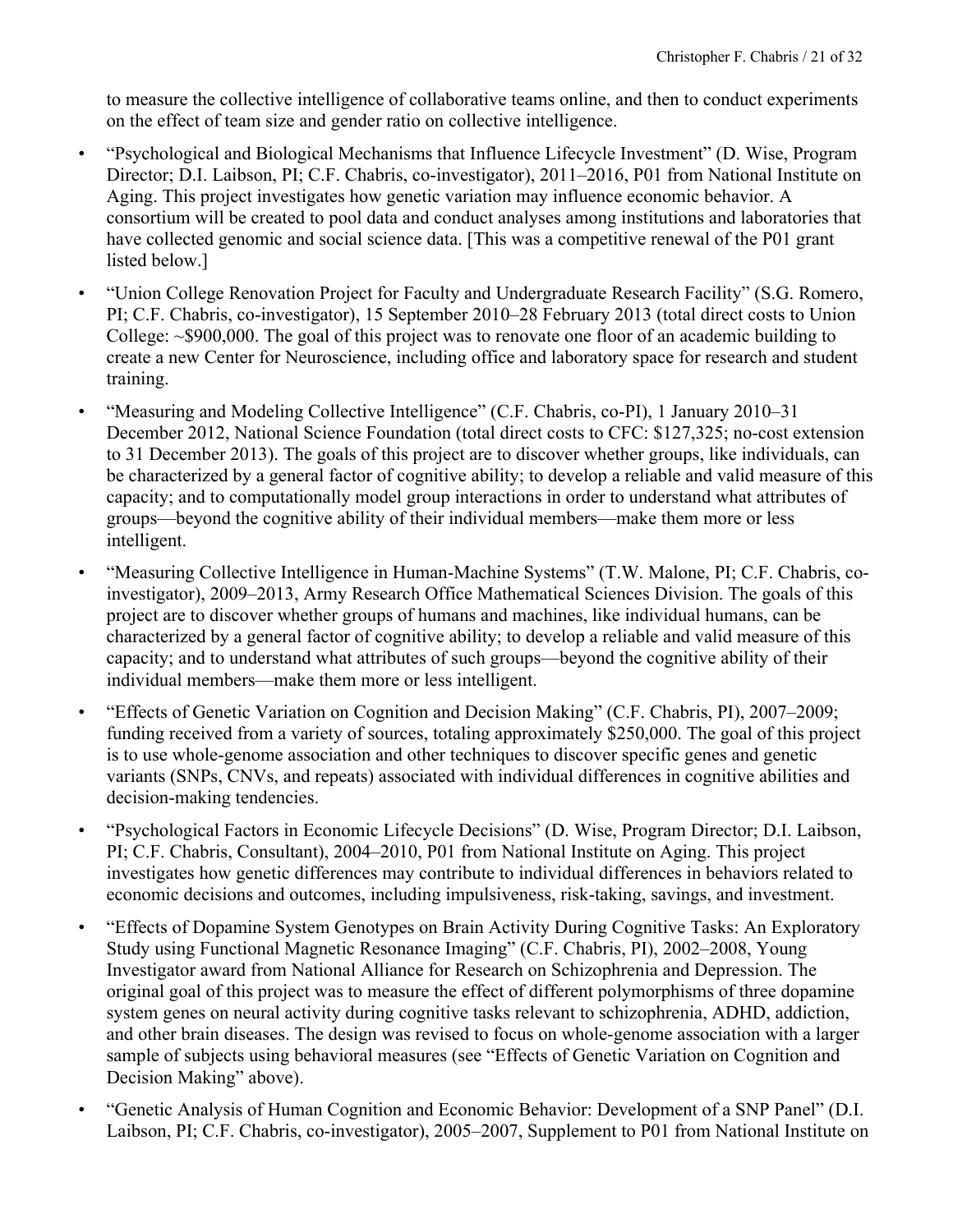to measure the collective intelligence of collaborative teams online, and then to conduct experiments on the effect of team size and gender ratio on collective intelligence.

- "Psychological and Biological Mechanisms that Influence Lifecycle Investment" (D. Wise, Program Director; D.I. Laibson, PI; C.F. Chabris, co-investigator), 2011–2016, P01 from National Institute on Aging. This project investigates how genetic variation may influence economic behavior. A consortium will be created to pool data and conduct analyses among institutions and laboratories that have collected genomic and social science data. [This was a competitive renewal of the P01 grant listed below.]
- "Union College Renovation Project for Faculty and Undergraduate Research Facility" (S.G. Romero, PI; C.F. Chabris, co-investigator), 15 September 2010–28 February 2013 (total direct costs to Union College: ~$900,000. The goal of this project was to renovate one floor of an academic building to create a new Center for Neuroscience, including office and laboratory space for research and student training.
- "Measuring and Modeling Collective Intelligence" (C.F. Chabris, co-PI), 1 January 2010–31 December 2012, National Science Foundation (total direct costs to CFC: $127,325; no-cost extension to 31 December 2013). The goals of this project are to discover whether groups, like individuals, can be characterized by a general factor of cognitive ability; to develop a reliable and valid measure of this capacity; and to computationally model group interactions in order to understand what attributes of groups—beyond the cognitive ability of their individual members—make them more or less intelligent.
- "Measuring Collective Intelligence in Human-Machine Systems" (T.W. Malone, PI; C.F. Chabris, co-investigator), 2009–2013, Army Research Office Mathematical Sciences Division. The goals of this project are to discover whether groups of humans and machines, like individual humans, can be characterized by a general factor of cognitive ability; to develop a reliable and valid measure of this capacity; and to understand what attributes of such groups—beyond the cognitive ability of their individual members—make them more or less intelligent.
- "Effects of Genetic Variation on Cognition and Decision Making" (C.F. Chabris, PI), 2007–2009; funding received from a variety of sources, totaling approximately $250,000. The goal of this project is to use whole-genome association and other techniques to discover specific genes and genetic variants (SNPs, CNVs, and repeats) associated with individual differences in cognitive abilities and decision-making tendencies.
- "Psychological Factors in Economic Lifecycle Decisions" (D. Wise, Program Director; D.I. Laibson, PI; C.F. Chabris, Consultant), 2004–2010, P01 from National Institute on Aging. This project investigates how genetic differences may contribute to individual differences in behaviors related to economic decisions and outcomes, including impulsiveness, risk-taking, savings, and investment.
- "Effects of Dopamine System Genotypes on Brain Activity During Cognitive Tasks: An Exploratory Study using Functional Magnetic Resonance Imaging" (C.F. Chabris, PI), 2002–2008, Young Investigator award from National Alliance for Research on Schizophrenia and Depression. The original goal of this project was to measure the effect of different polymorphisms of three dopamine system genes on neural activity during cognitive tasks relevant to schizophrenia, ADHD, addiction, and other brain diseases. The design was revised to focus on whole-genome association with a larger sample of subjects using behavioral measures (see "Effects of Genetic Variation on Cognition and Decision Making" above).
- "Genetic Analysis of Human Cognition and Economic Behavior: Development of a SNP Panel" (D.I. Laibson, PI; C.F. Chabris, co-investigator), 2005–2007, Supplement to P01 from National Institute on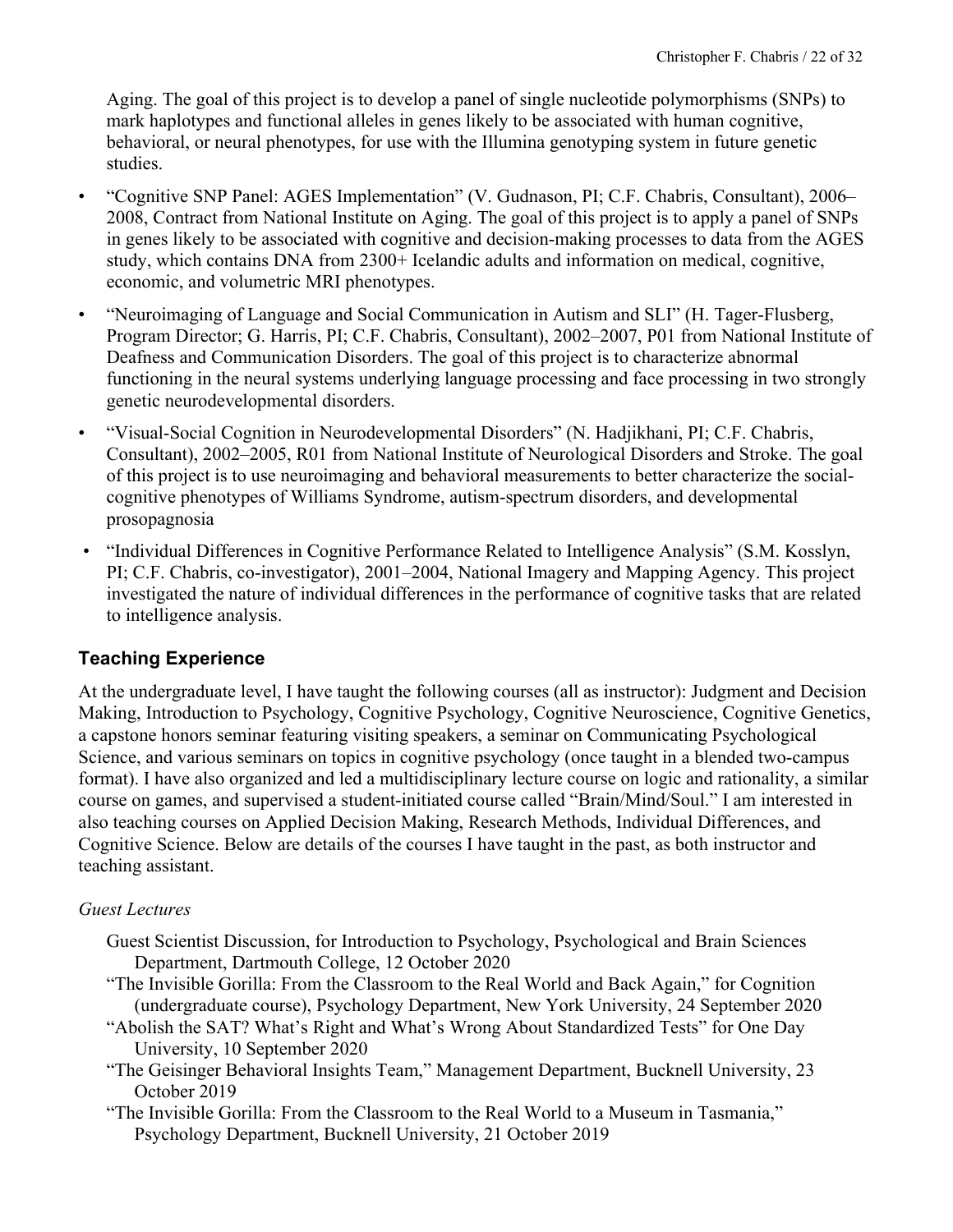Aging. The goal of this project is to develop a panel of single nucleotide polymorphisms (SNPs) to mark haplotypes and functional alleles in genes likely to be associated with human cognitive, behavioral, or neural phenotypes, for use with the Illumina genotyping system in future genetic studies.

- "Cognitive SNP Panel: AGES Implementation" (V. Gudnason, PI; C.F. Chabris, Consultant), 2006–2008, Contract from National Institute on Aging. The goal of this project is to apply a panel of SNPs in genes likely to be associated with cognitive and decision-making processes to data from the AGES study, which contains DNA from 2300+ Icelandic adults and information on medical, cognitive, economic, and volumetric MRI phenotypes.
- "Neuroimaging of Language and Social Communication in Autism and SLI" (H. Tager-Flusberg, Program Director; G. Harris, PI; C.F. Chabris, Consultant), 2002–2007, P01 from National Institute of Deafness and Communication Disorders. The goal of this project is to characterize abnormal functioning in the neural systems underlying language processing and face processing in two strongly genetic neurodevelopmental disorders.
- "Visual-Social Cognition in Neurodevelopmental Disorders" (N. Hadjikhani, PI; C.F. Chabris, Consultant), 2002–2005, R01 from National Institute of Neurological Disorders and Stroke. The goal of this project is to use neuroimaging and behavioral measurements to better characterize the social-cognitive phenotypes of Williams Syndrome, autism-spectrum disorders, and developmental prosopagnosia
- "Individual Differences in Cognitive Performance Related to Intelligence Analysis" (S.M. Kosslyn, PI; C.F. Chabris, co-investigator), 2001–2004, National Imagery and Mapping Agency. This project investigated the nature of individual differences in the performance of cognitive tasks that are related to intelligence analysis.

## Teaching Experience

At the undergraduate level, I have taught the following courses (all as instructor): Judgment and Decision Making, Introduction to Psychology, Cognitive Psychology, Cognitive Neuroscience, Cognitive Genetics, a capstone honors seminar featuring visiting speakers, a seminar on Communicating Psychological Science, and various seminars on topics in cognitive psychology (once taught in a blended two-campus format). I have also organized and led a multidisciplinary lecture course on logic and rationality, a similar course on games, and supervised a student-initiated course called "Brain/Mind/Soul." I am interested in also teaching courses on Applied Decision Making, Research Methods, Individual Differences, and Cognitive Science. Below are details of the courses I have taught in the past, as both instructor and teaching assistant.

*Guest Lectures*

Guest Scientist Discussion, for Introduction to Psychology, Psychological and Brain Sciences Department, Dartmouth College, 12 October 2020

"The Invisible Gorilla: From the Classroom to the Real World and Back Again," for Cognition (undergraduate course), Psychology Department, New York University, 24 September 2020

"Abolish the SAT? What's Right and What's Wrong About Standardized Tests" for One Day University, 10 September 2020

"The Geisinger Behavioral Insights Team," Management Department, Bucknell University, 23 October 2019

"The Invisible Gorilla: From the Classroom to the Real World to a Museum in Tasmania," Psychology Department, Bucknell University, 21 October 2019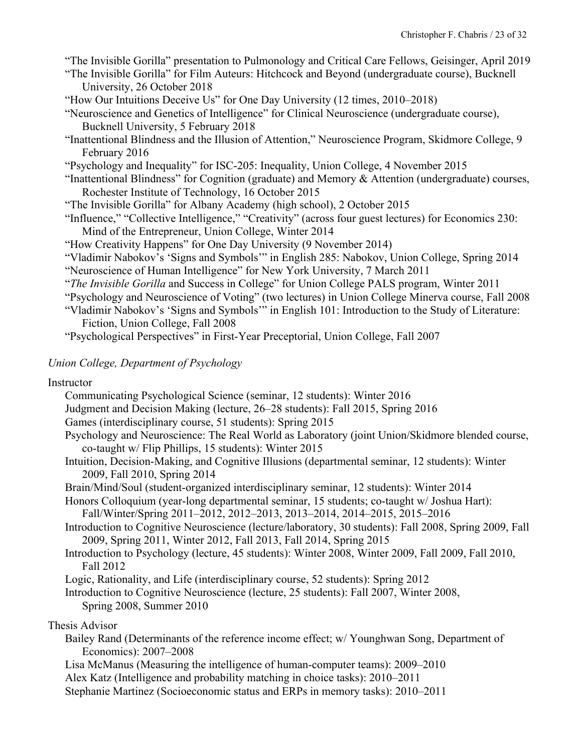"The Invisible Gorilla" presentation to Pulmonology and Critical Care Fellows, Geisinger, April 2019

"The Invisible Gorilla" for Film Auteurs: Hitchcock and Beyond (undergraduate course), Bucknell University, 26 October 2018

"How Our Intuitions Deceive Us" for One Day University (12 times, 2010–2018)

"Neuroscience and Genetics of Intelligence" for Clinical Neuroscience (undergraduate course), Bucknell University, 5 February 2018

"Inattentional Blindness and the Illusion of Attention," Neuroscience Program, Skidmore College, 9 February 2016

"Psychology and Inequality" for ISC-205: Inequality, Union College, 4 November 2015

"Inattentional Blindness" for Cognition (graduate) and Memory & Attention (undergraduate) courses, Rochester Institute of Technology, 16 October 2015

"The Invisible Gorilla" for Albany Academy (high school), 2 October 2015

"Influence," "Collective Intelligence," "Creativity" (across four guest lectures) for Economics 230: Mind of the Entrepreneur, Union College, Winter 2014

"How Creativity Happens" for One Day University (9 November 2014)

"Vladimir Nabokov's 'Signs and Symbols'" in English 285: Nabokov, Union College, Spring 2014

"Neuroscience of Human Intelligence" for New York University, 7 March 2011

"*The Invisible Gorilla* and Success in College" for Union College PALS program, Winter 2011

"Psychology and Neuroscience of Voting" (two lectures) in Union College Minerva course, Fall 2008

"Vladimir Nabokov's 'Signs and Symbols'" in English 101: Introduction to the Study of Literature: Fiction, Union College, Fall 2008

"Psychological Perspectives" in First-Year Preceptorial, Union College, Fall 2007

*Union College, Department of Psychology*

Instructor

Communicating Psychological Science (seminar, 12 students): Winter 2016

Judgment and Decision Making (lecture, 26–28 students): Fall 2015, Spring 2016

Games (interdisciplinary course, 51 students): Spring 2015

Psychology and Neuroscience: The Real World as Laboratory (joint Union/Skidmore blended course, co-taught w/ Flip Phillips, 15 students): Winter 2015

Intuition, Decision-Making, and Cognitive Illusions (departmental seminar, 12 students): Winter 2009, Fall 2010, Spring 2014

Brain/Mind/Soul (student-organized interdisciplinary seminar, 12 students): Winter 2014

Honors Colloquium (year-long departmental seminar, 15 students; co-taught w/ Joshua Hart): Fall/Winter/Spring 2011–2012, 2012–2013, 2013–2014, 2014–2015, 2015–2016

Introduction to Cognitive Neuroscience (lecture/laboratory, 30 students): Fall 2008, Spring 2009, Fall 2009, Spring 2011, Winter 2012, Fall 2013, Fall 2014, Spring 2015

Introduction to Psychology (lecture, 45 students): Winter 2008, Winter 2009, Fall 2009, Fall 2010, Fall 2012

Logic, Rationality, and Life (interdisciplinary course, 52 students): Spring 2012

Introduction to Cognitive Neuroscience (lecture, 25 students): Fall 2007, Winter 2008, Spring 2008, Summer 2010

Thesis Advisor

Bailey Rand (Determinants of the reference income effect; w/ Younghwan Song, Department of Economics): 2007–2008

Lisa McManus (Measuring the intelligence of human-computer teams): 2009–2010

Alex Katz (Intelligence and probability matching in choice tasks): 2010–2011

Stephanie Martinez (Socioeconomic status and ERPs in memory tasks): 2010–2011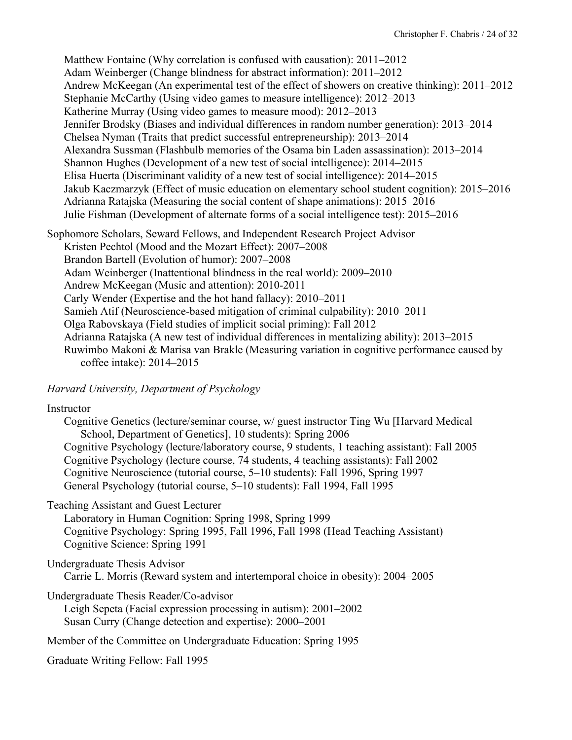Matthew Fontaine (Why correlation is confused with causation): 2011–2012
Adam Weinberger (Change blindness for abstract information): 2011–2012
Andrew McKeegan (An experimental test of the effect of showers on creative thinking): 2011–2012
Stephanie McCarthy (Using video games to measure intelligence): 2012–2013
Katherine Murray (Using video games to measure mood): 2012–2013
Jennifer Brodsky (Biases and individual differences in random number generation): 2013–2014
Chelsea Nyman (Traits that predict successful entrepreneurship): 2013–2014
Alexandra Sussman (Flashbulb memories of the Osama bin Laden assassination): 2013–2014
Shannon Hughes (Development of a new test of social intelligence): 2014–2015
Elisa Huerta (Discriminant validity of a new test of social intelligence): 2014–2015
Jakub Kaczmarzyk (Effect of music education on elementary school student cognition): 2015–2016
Adrianna Ratajska (Measuring the social content of shape animations): 2015–2016
Julie Fishman (Development of alternate forms of a social intelligence test): 2015–2016

Sophomore Scholars, Seward Fellows, and Independent Research Project Advisor
Kristen Pechtol (Mood and the Mozart Effect): 2007–2008
Brandon Bartell (Evolution of humor): 2007–2008
Adam Weinberger (Inattentional blindness in the real world): 2009–2010
Andrew McKeegan (Music and attention): 2010-2011
Carly Wender (Expertise and the hot hand fallacy): 2010–2011
Samieh Atif (Neuroscience-based mitigation of criminal culpability): 2010–2011
Olga Rabovskaya (Field studies of implicit social priming): Fall 2012
Adrianna Ratajska (A new test of individual differences in mentalizing ability): 2013–2015
Ruwimbo Makoni & Marisa van Brakle (Measuring variation in cognitive performance caused by coffee intake): 2014–2015

*Harvard University, Department of Psychology*

Instructor
Cognitive Genetics (lecture/seminar course, w/ guest instructor Ting Wu [Harvard Medical School, Department of Genetics], 10 students): Spring 2006
Cognitive Psychology (lecture/laboratory course, 9 students, 1 teaching assistant): Fall 2005
Cognitive Psychology (lecture course, 74 students, 4 teaching assistants): Fall 2002
Cognitive Neuroscience (tutorial course, 5–10 students): Fall 1996, Spring 1997
General Psychology (tutorial course, 5–10 students): Fall 1994, Fall 1995

Teaching Assistant and Guest Lecturer
Laboratory in Human Cognition: Spring 1998, Spring 1999
Cognitive Psychology: Spring 1995, Fall 1996, Fall 1998 (Head Teaching Assistant)
Cognitive Science: Spring 1991

Undergraduate Thesis Advisor
Carrie L. Morris (Reward system and intertemporal choice in obesity): 2004–2005

Undergraduate Thesis Reader/Co-advisor
Leigh Sepeta (Facial expression processing in autism): 2001–2002
Susan Curry (Change detection and expertise): 2000–2001

Member of the Committee on Undergraduate Education: Spring 1995

Graduate Writing Fellow: Fall 1995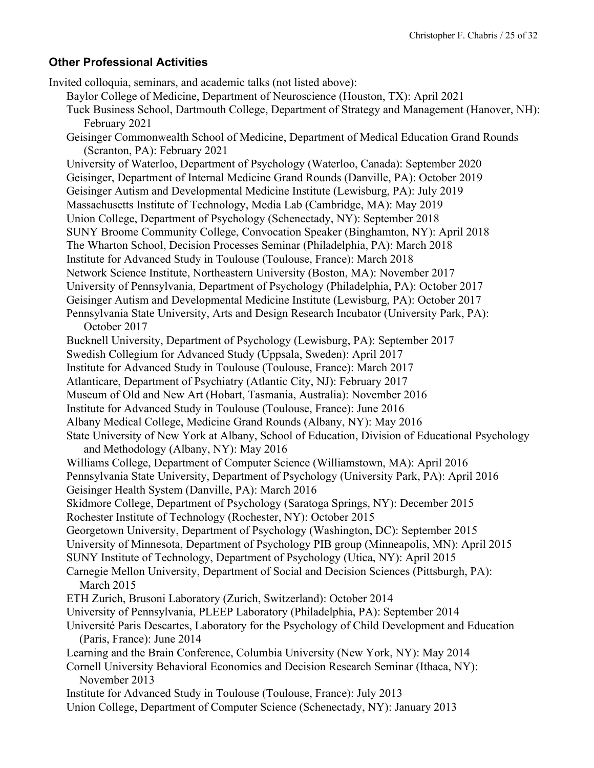### Other Professional Activities

Invited colloquia, seminars, and academic talks (not listed above):

- Baylor College of Medicine, Department of Neuroscience (Houston, TX): April 2021
- Tuck Business School, Dartmouth College, Department of Strategy and Management (Hanover, NH): February 2021
- Geisinger Commonwealth School of Medicine, Department of Medical Education Grand Rounds (Scranton, PA): February 2021
- University of Waterloo, Department of Psychology (Waterloo, Canada): September 2020
- Geisinger, Department of Internal Medicine Grand Rounds (Danville, PA): October 2019
- Geisinger Autism and Developmental Medicine Institute (Lewisburg, PA): July 2019
- Massachusetts Institute of Technology, Media Lab (Cambridge, MA): May 2019
- Union College, Department of Psychology (Schenectady, NY): September 2018
- SUNY Broome Community College, Convocation Speaker (Binghamton, NY): April 2018
- The Wharton School, Decision Processes Seminar (Philadelphia, PA): March 2018
- Institute for Advanced Study in Toulouse (Toulouse, France): March 2018
- Network Science Institute, Northeastern University (Boston, MA): November 2017
- University of Pennsylvania, Department of Psychology (Philadelphia, PA): October 2017
- Geisinger Autism and Developmental Medicine Institute (Lewisburg, PA): October 2017
- Pennsylvania State University, Arts and Design Research Incubator (University Park, PA): October 2017
- Bucknell University, Department of Psychology (Lewisburg, PA): September 2017
- Swedish Collegium for Advanced Study (Uppsala, Sweden): April 2017
- Institute for Advanced Study in Toulouse (Toulouse, France): March 2017
- Atlanticare, Department of Psychiatry (Atlantic City, NJ): February 2017
- Museum of Old and New Art (Hobart, Tasmania, Australia): November 2016
- Institute for Advanced Study in Toulouse (Toulouse, France): June 2016
- Albany Medical College, Medicine Grand Rounds (Albany, NY): May 2016
- State University of New York at Albany, School of Education, Division of Educational Psychology and Methodology (Albany, NY): May 2016
- Williams College, Department of Computer Science (Williamstown, MA): April 2016
- Pennsylvania State University, Department of Psychology (University Park, PA): April 2016
- Geisinger Health System (Danville, PA): March 2016
- Skidmore College, Department of Psychology (Saratoga Springs, NY): December 2015
- Rochester Institute of Technology (Rochester, NY): October 2015
- Georgetown University, Department of Psychology (Washington, DC): September 2015
- University of Minnesota, Department of Psychology PIB group (Minneapolis, MN): April 2015
- SUNY Institute of Technology, Department of Psychology (Utica, NY): April 2015
- Carnegie Mellon University, Department of Social and Decision Sciences (Pittsburgh, PA): March 2015
- ETH Zurich, Brusoni Laboratory (Zurich, Switzerland): October 2014
- University of Pennsylvania, PLEEP Laboratory (Philadelphia, PA): September 2014
- Université Paris Descartes, Laboratory for the Psychology of Child Development and Education (Paris, France): June 2014
- Learning and the Brain Conference, Columbia University (New York, NY): May 2014
- Cornell University Behavioral Economics and Decision Research Seminar (Ithaca, NY): November 2013
- Institute for Advanced Study in Toulouse (Toulouse, France): July 2013
- Union College, Department of Computer Science (Schenectady, NY): January 2013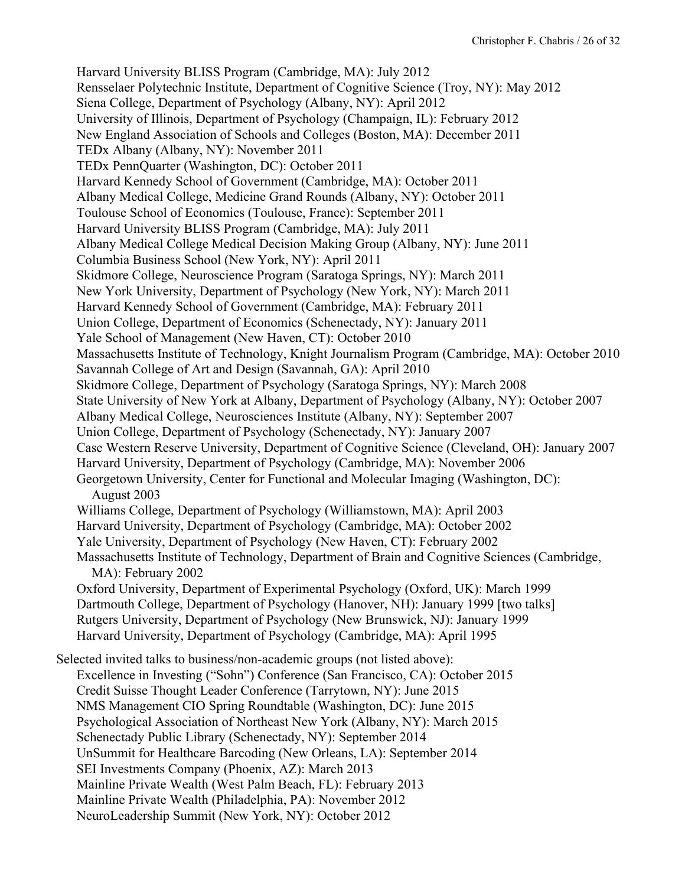Harvard University BLISS Program (Cambridge, MA): July 2012
Rensselaer Polytechnic Institute, Department of Cognitive Science (Troy, NY): May 2012
Siena College, Department of Psychology (Albany, NY): April 2012
University of Illinois, Department of Psychology (Champaign, IL): February 2012
New England Association of Schools and Colleges (Boston, MA): December 2011
TEDx Albany (Albany, NY): November 2011
TEDx PennQuarter (Washington, DC): October 2011
Harvard Kennedy School of Government (Cambridge, MA): October 2011
Albany Medical College, Medicine Grand Rounds (Albany, NY): October 2011
Toulouse School of Economics (Toulouse, France): September 2011
Harvard University BLISS Program (Cambridge, MA): July 2011
Albany Medical College Medical Decision Making Group (Albany, NY): June 2011
Columbia Business School (New York, NY): April 2011
Skidmore College, Neuroscience Program (Saratoga Springs, NY): March 2011
New York University, Department of Psychology (New York, NY): March 2011
Harvard Kennedy School of Government (Cambridge, MA): February 2011
Union College, Department of Economics (Schenectady, NY): January 2011
Yale School of Management (New Haven, CT): October 2010
Massachusetts Institute of Technology, Knight Journalism Program (Cambridge, MA): October 2010
Savannah College of Art and Design (Savannah, GA): April 2010
Skidmore College, Department of Psychology (Saratoga Springs, NY): March 2008
State University of New York at Albany, Department of Psychology (Albany, NY): October 2007
Albany Medical College, Neurosciences Institute (Albany, NY): September 2007
Union College, Department of Psychology (Schenectady, NY): January 2007
Case Western Reserve University, Department of Cognitive Science (Cleveland, OH): January 2007
Harvard University, Department of Psychology (Cambridge, MA): November 2006
Georgetown University, Center for Functional and Molecular Imaging (Washington, DC): August 2003
Williams College, Department of Psychology (Williamstown, MA): April 2003
Harvard University, Department of Psychology (Cambridge, MA): October 2002
Yale University, Department of Psychology (New Haven, CT): February 2002
Massachusetts Institute of Technology, Department of Brain and Cognitive Sciences (Cambridge, MA): February 2002
Oxford University, Department of Experimental Psychology (Oxford, UK): March 1999
Dartmouth College, Department of Psychology (Hanover, NH): January 1999 [two talks]
Rutgers University, Department of Psychology (New Brunswick, NJ): January 1999
Harvard University, Department of Psychology (Cambridge, MA): April 1995

Selected invited talks to business/non-academic groups (not listed above):

Excellence in Investing ("Sohn") Conference (San Francisco, CA): October 2015
Credit Suisse Thought Leader Conference (Tarrytown, NY): June 2015
NMS Management CIO Spring Roundtable (Washington, DC): June 2015
Psychological Association of Northeast New York (Albany, NY): March 2015
Schenectady Public Library (Schenectady, NY): September 2014
UnSummit for Healthcare Barcoding (New Orleans, LA): September 2014
SEI Investments Company (Phoenix, AZ): March 2013
Mainline Private Wealth (West Palm Beach, FL): February 2013
Mainline Private Wealth (Philadelphia, PA): November 2012
NeuroLeadership Summit (New York, NY): October 2012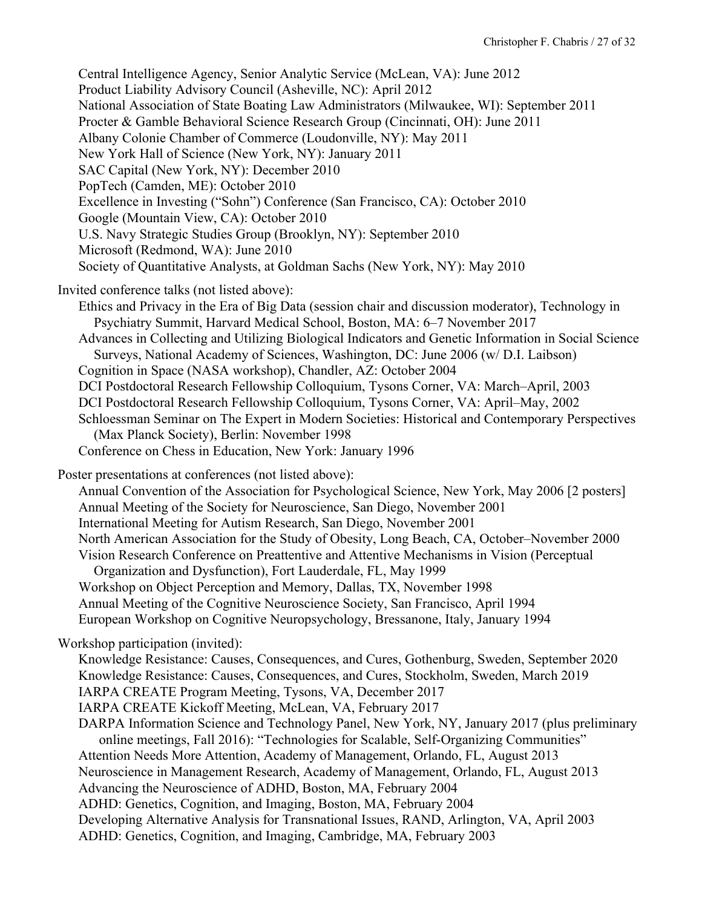Central Intelligence Agency, Senior Analytic Service (McLean, VA): June 2012
Product Liability Advisory Council (Asheville, NC): April 2012
National Association of State Boating Law Administrators (Milwaukee, WI): September 2011
Procter & Gamble Behavioral Science Research Group (Cincinnati, OH): June 2011
Albany Colonie Chamber of Commerce (Loudonville, NY): May 2011
New York Hall of Science (New York, NY): January 2011
SAC Capital (New York, NY): December 2010
PopTech (Camden, ME): October 2010
Excellence in Investing ("Sohn") Conference (San Francisco, CA): October 2010
Google (Mountain View, CA): October 2010
U.S. Navy Strategic Studies Group (Brooklyn, NY): September 2010
Microsoft (Redmond, WA): June 2010
Society of Quantitative Analysts, at Goldman Sachs (New York, NY): May 2010

Invited conference talks (not listed above):

Ethics and Privacy in the Era of Big Data (session chair and discussion moderator), Technology in Psychiatry Summit, Harvard Medical School, Boston, MA: 6–7 November 2017
Advances in Collecting and Utilizing Biological Indicators and Genetic Information in Social Science Surveys, National Academy of Sciences, Washington, DC: June 2006 (w/ D.I. Laibson)
Cognition in Space (NASA workshop), Chandler, AZ: October 2004
DCI Postdoctoral Research Fellowship Colloquium, Tysons Corner, VA: March–April, 2003
DCI Postdoctoral Research Fellowship Colloquium, Tysons Corner, VA: April–May, 2002
Schloessman Seminar on The Expert in Modern Societies: Historical and Contemporary Perspectives (Max Planck Society), Berlin: November 1998
Conference on Chess in Education, New York: January 1996

Poster presentations at conferences (not listed above):

Annual Convention of the Association for Psychological Science, New York, May 2006 [2 posters]
Annual Meeting of the Society for Neuroscience, San Diego, November 2001
International Meeting for Autism Research, San Diego, November 2001
North American Association for the Study of Obesity, Long Beach, CA, October–November 2000
Vision Research Conference on Preattentive and Attentive Mechanisms in Vision (Perceptual Organization and Dysfunction), Fort Lauderdale, FL, May 1999
Workshop on Object Perception and Memory, Dallas, TX, November 1998
Annual Meeting of the Cognitive Neuroscience Society, San Francisco, April 1994
European Workshop on Cognitive Neuropsychology, Bressanone, Italy, January 1994

Workshop participation (invited):

Knowledge Resistance: Causes, Consequences, and Cures, Gothenburg, Sweden, September 2020
Knowledge Resistance: Causes, Consequences, and Cures, Stockholm, Sweden, March 2019
IARPA CREATE Program Meeting, Tysons, VA, December 2017
IARPA CREATE Kickoff Meeting, McLean, VA, February 2017
DARPA Information Science and Technology Panel, New York, NY, January 2017 (plus preliminary online meetings, Fall 2016): "Technologies for Scalable, Self-Organizing Communities"
Attention Needs More Attention, Academy of Management, Orlando, FL, August 2013
Neuroscience in Management Research, Academy of Management, Orlando, FL, August 2013
Advancing the Neuroscience of ADHD, Boston, MA, February 2004
ADHD: Genetics, Cognition, and Imaging, Boston, MA, February 2004
Developing Alternative Analysis for Transnational Issues, RAND, Arlington, VA, April 2003
ADHD: Genetics, Cognition, and Imaging, Cambridge, MA, February 2003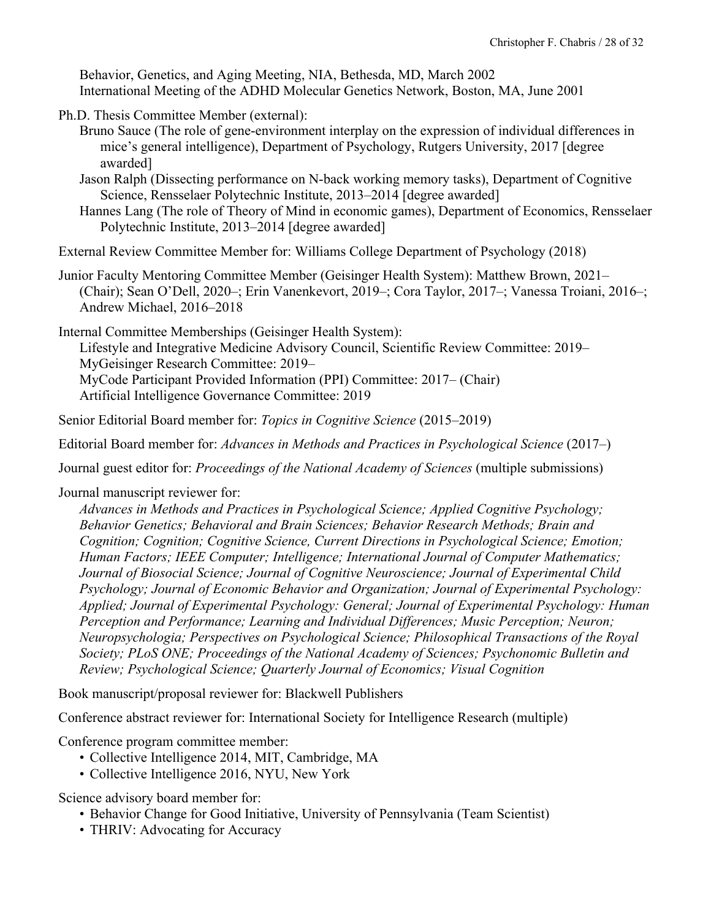Behavior, Genetics, and Aging Meeting, NIA, Bethesda, MD, March 2002
International Meeting of the ADHD Molecular Genetics Network, Boston, MA, June 2001

Ph.D. Thesis Committee Member (external):
- Bruno Sauce (The role of gene-environment interplay on the expression of individual differences in mice's general intelligence), Department of Psychology, Rutgers University, 2017 [degree awarded]
- Jason Ralph (Dissecting performance on N-back working memory tasks), Department of Cognitive Science, Rensselaer Polytechnic Institute, 2013–2014 [degree awarded]
- Hannes Lang (The role of Theory of Mind in economic games), Department of Economics, Rensselaer Polytechnic Institute, 2013–2014 [degree awarded]

External Review Committee Member for: Williams College Department of Psychology (2018)

Junior Faculty Mentoring Committee Member (Geisinger Health System): Matthew Brown, 2021– (Chair); Sean O'Dell, 2020–; Erin Vanenkevort, 2019–; Cora Taylor, 2017–; Vanessa Troiani, 2016–; Andrew Michael, 2016–2018

Internal Committee Memberships (Geisinger Health System):
- Lifestyle and Integrative Medicine Advisory Council, Scientific Review Committee: 2019–
- MyGeisinger Research Committee: 2019–
- MyCode Participant Provided Information (PPI) Committee: 2017– (Chair)
- Artificial Intelligence Governance Committee: 2019

Senior Editorial Board member for: *Topics in Cognitive Science* (2015–2019)

Editorial Board member for: *Advances in Methods and Practices in Psychological Science* (2017–)

Journal guest editor for: *Proceedings of the National Academy of Sciences* (multiple submissions)

Journal manuscript reviewer for:
*Advances in Methods and Practices in Psychological Science; Applied Cognitive Psychology; Behavior Genetics; Behavioral and Brain Sciences; Behavior Research Methods; Brain and Cognition; Cognition; Cognitive Science, Current Directions in Psychological Science; Emotion; Human Factors; IEEE Computer; Intelligence; International Journal of Computer Mathematics; Journal of Biosocial Science; Journal of Cognitive Neuroscience; Journal of Experimental Child Psychology; Journal of Economic Behavior and Organization; Journal of Experimental Psychology: Applied; Journal of Experimental Psychology: General; Journal of Experimental Psychology: Human Perception and Performance; Learning and Individual Differences; Music Perception; Neuron; Neuropsychologia; Perspectives on Psychological Science; Philosophical Transactions of the Royal Society; PLoS ONE; Proceedings of the National Academy of Sciences; Psychonomic Bulletin and Review; Psychological Science; Quarterly Journal of Economics; Visual Cognition*

Book manuscript/proposal reviewer for: Blackwell Publishers

Conference abstract reviewer for: International Society for Intelligence Research (multiple)

Conference program committee member:
- Collective Intelligence 2014, MIT, Cambridge, MA
- Collective Intelligence 2016, NYU, New York

Science advisory board member for:
- Behavior Change for Good Initiative, University of Pennsylvania (Team Scientist)
- THRIV: Advocating for Accuracy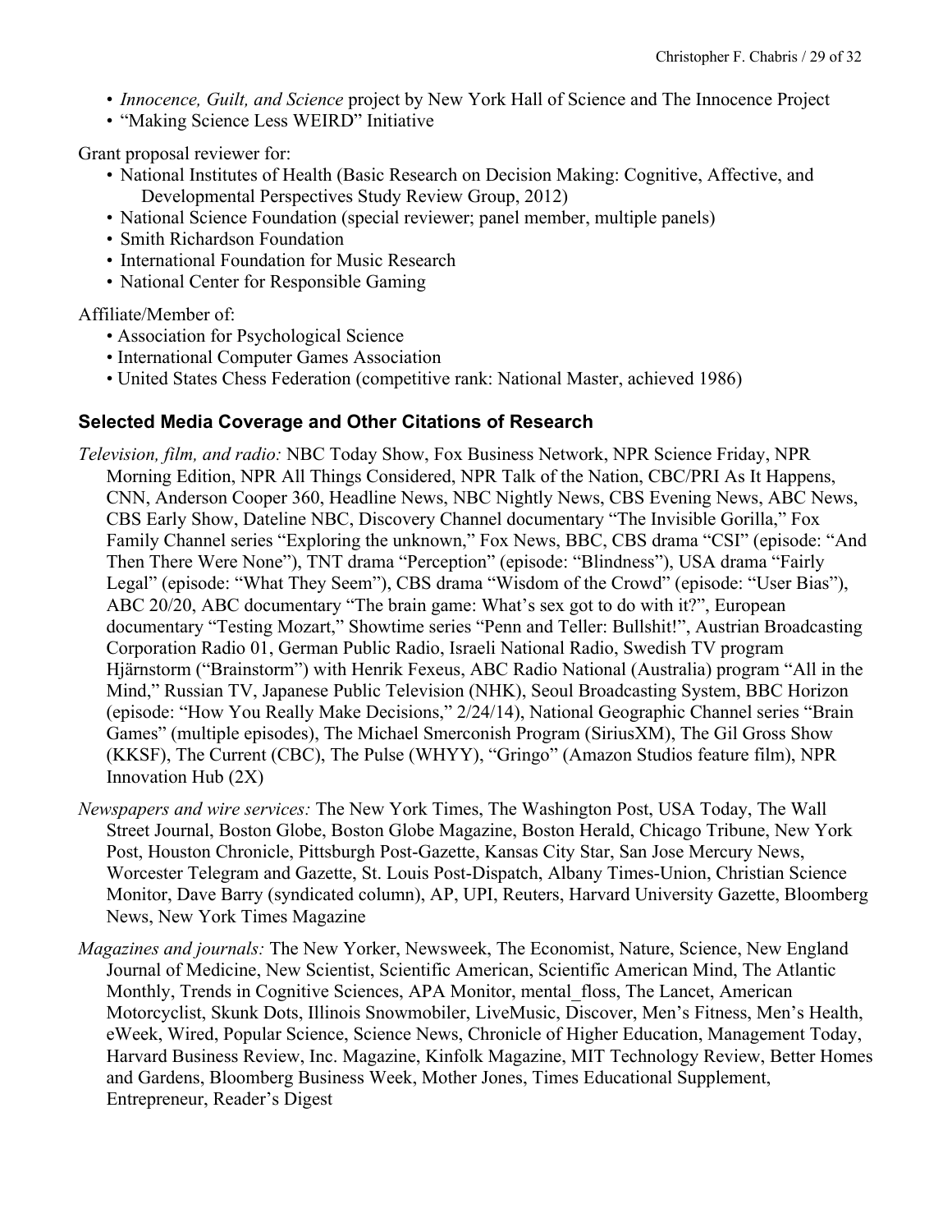- *Innocence, Guilt, and Science* project by New York Hall of Science and The Innocence Project
- "Making Science Less WEIRD" Initiative

Grant proposal reviewer for:

- National Institutes of Health (Basic Research on Decision Making: Cognitive, Affective, and Developmental Perspectives Study Review Group, 2012)
- National Science Foundation (special reviewer; panel member, multiple panels)
- Smith Richardson Foundation
- International Foundation for Music Research
- National Center for Responsible Gaming

Affiliate/Member of:

- Association for Psychological Science
- International Computer Games Association
- United States Chess Federation (competitive rank: National Master, achieved 1986)

## Selected Media Coverage and Other Citations of Research

*Television, film, and radio:* NBC Today Show, Fox Business Network, NPR Science Friday, NPR Morning Edition, NPR All Things Considered, NPR Talk of the Nation, CBC/PRI As It Happens, CNN, Anderson Cooper 360, Headline News, NBC Nightly News, CBS Evening News, ABC News, CBS Early Show, Dateline NBC, Discovery Channel documentary "The Invisible Gorilla," Fox Family Channel series "Exploring the unknown," Fox News, BBC, CBS drama "CSI" (episode: "And Then There Were None"), TNT drama "Perception" (episode: "Blindness"), USA drama "Fairly Legal" (episode: "What They Seem"), CBS drama "Wisdom of the Crowd" (episode: "User Bias"), ABC 20/20, ABC documentary "The brain game: What's sex got to do with it?", European documentary "Testing Mozart," Showtime series "Penn and Teller: Bullshit!", Austrian Broadcasting Corporation Radio 01, German Public Radio, Israeli National Radio, Swedish TV program Hjärnstorm ("Brainstorm") with Henrik Fexeus, ABC Radio National (Australia) program "All in the Mind," Russian TV, Japanese Public Television (NHK), Seoul Broadcasting System, BBC Horizon (episode: "How You Really Make Decisions," 2/24/14), National Geographic Channel series "Brain Games" (multiple episodes), The Michael Smerconish Program (SiriusXM), The Gil Gross Show (KKSF), The Current (CBC), The Pulse (WHYY), "Gringo" (Amazon Studios feature film), NPR Innovation Hub (2X)

*Newspapers and wire services:* The New York Times, The Washington Post, USA Today, The Wall Street Journal, Boston Globe, Boston Globe Magazine, Boston Herald, Chicago Tribune, New York Post, Houston Chronicle, Pittsburgh Post-Gazette, Kansas City Star, San Jose Mercury News, Worcester Telegram and Gazette, St. Louis Post-Dispatch, Albany Times-Union, Christian Science Monitor, Dave Barry (syndicated column), AP, UPI, Reuters, Harvard University Gazette, Bloomberg News, New York Times Magazine

*Magazines and journals:* The New Yorker, Newsweek, The Economist, Nature, Science, New England Journal of Medicine, New Scientist, Scientific American, Scientific American Mind, The Atlantic Monthly, Trends in Cognitive Sciences, APA Monitor, mental_floss, The Lancet, American Motorcyclist, Skunk Dots, Illinois Snowmobiler, LiveMusic, Discover, Men's Fitness, Men's Health, eWeek, Wired, Popular Science, Science News, Chronicle of Higher Education, Management Today, Harvard Business Review, Inc. Magazine, Kinfolk Magazine, MIT Technology Review, Better Homes and Gardens, Bloomberg Business Week, Mother Jones, Times Educational Supplement, Entrepreneur, Reader's Digest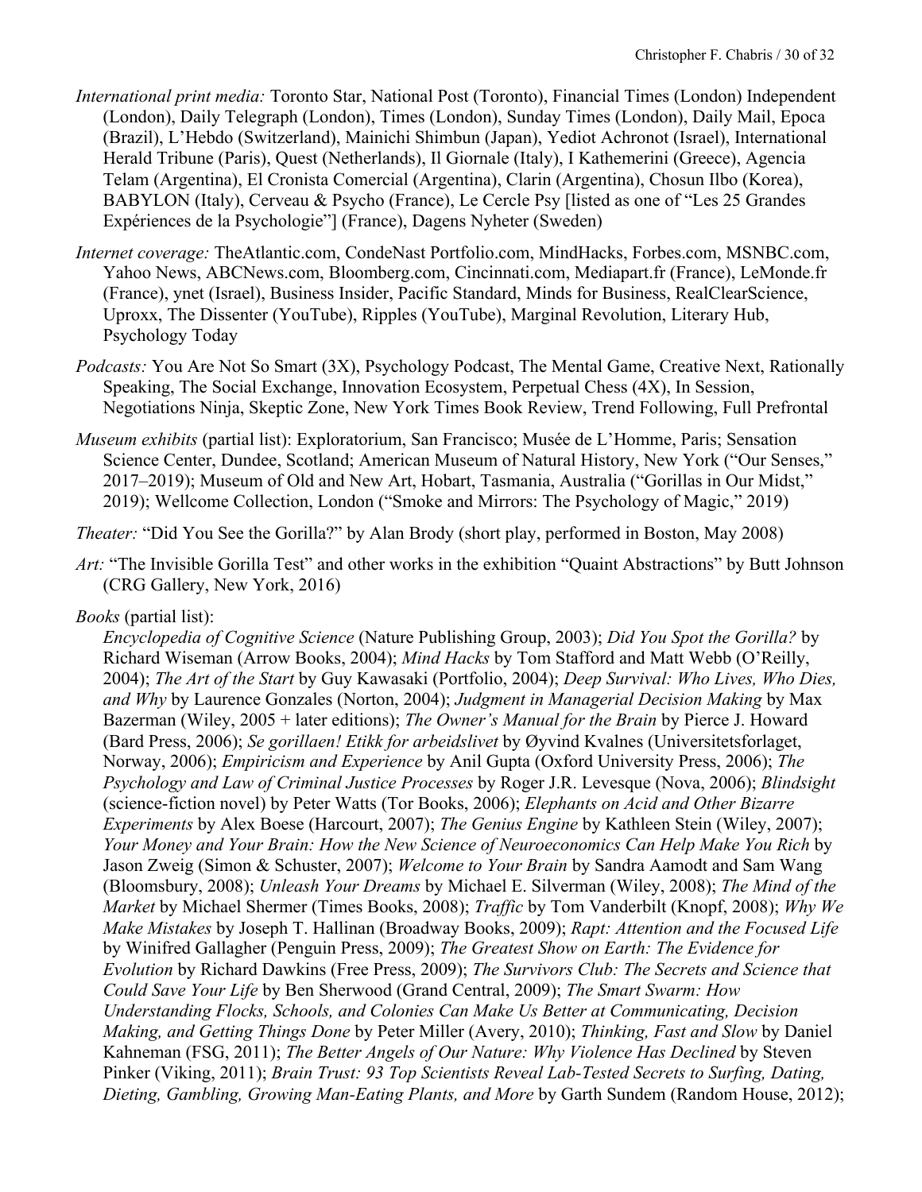*International print media:* Toronto Star, National Post (Toronto), Financial Times (London) Independent (London), Daily Telegraph (London), Times (London), Sunday Times (London), Daily Mail, Epoca (Brazil), L'Hebdo (Switzerland), Mainichi Shimbun (Japan), Yediot Achronot (Israel), International Herald Tribune (Paris), Quest (Netherlands), Il Giornale (Italy), I Kathemerini (Greece), Agencia Telam (Argentina), El Cronista Comercial (Argentina), Clarin (Argentina), Chosun Ilbo (Korea), BABYLON (Italy), Cerveau & Psycho (France), Le Cercle Psy [listed as one of "Les 25 Grandes Expériences de la Psychologie"] (France), Dagens Nyheter (Sweden)

*Internet coverage:* TheAtlantic.com, CondeNast Portfolio.com, MindHacks, Forbes.com, MSNBC.com, Yahoo News, ABCNews.com, Bloomberg.com, Cincinnati.com, Mediapart.fr (France), LeMonde.fr (France), ynet (Israel), Business Insider, Pacific Standard, Minds for Business, RealClearScience, Uproxx, The Dissenter (YouTube), Ripples (YouTube), Marginal Revolution, Literary Hub, Psychology Today

*Podcasts:* You Are Not So Smart (3X), Psychology Podcast, The Mental Game, Creative Next, Rationally Speaking, The Social Exchange, Innovation Ecosystem, Perpetual Chess (4X), In Session, Negotiations Ninja, Skeptic Zone, New York Times Book Review, Trend Following, Full Prefrontal

*Museum exhibits* (partial list): Exploratorium, San Francisco; Musée de L'Homme, Paris; Sensation Science Center, Dundee, Scotland; American Museum of Natural History, New York ("Our Senses," 2017–2019); Museum of Old and New Art, Hobart, Tasmania, Australia ("Gorillas in Our Midst," 2019); Wellcome Collection, London ("Smoke and Mirrors: The Psychology of Magic," 2019)

*Theater:* "Did You See the Gorilla?" by Alan Brody (short play, performed in Boston, May 2008)

*Art:* "The Invisible Gorilla Test" and other works in the exhibition "Quaint Abstractions" by Butt Johnson (CRG Gallery, New York, 2016)

*Books* (partial list):
*Encyclopedia of Cognitive Science* (Nature Publishing Group, 2003); *Did You Spot the Gorilla?* by Richard Wiseman (Arrow Books, 2004); *Mind Hacks* by Tom Stafford and Matt Webb (O'Reilly, 2004); *The Art of the Start* by Guy Kawasaki (Portfolio, 2004); *Deep Survival: Who Lives, Who Dies, and Why* by Laurence Gonzales (Norton, 2004); *Judgment in Managerial Decision Making* by Max Bazerman (Wiley, 2005 + later editions); *The Owner's Manual for the Brain* by Pierce J. Howard (Bard Press, 2006); *Se gorillaen! Etikk for arbeidslivet* by Øyvind Kvalnes (Universitetsforlaget, Norway, 2006); *Empiricism and Experience* by Anil Gupta (Oxford University Press, 2006); *The Psychology and Law of Criminal Justice Processes* by Roger J.R. Levesque (Nova, 2006); *Blindsight* (science-fiction novel) by Peter Watts (Tor Books, 2006); *Elephants on Acid and Other Bizarre Experiments* by Alex Boese (Harcourt, 2007); *The Genius Engine* by Kathleen Stein (Wiley, 2007); *Your Money and Your Brain: How the New Science of Neuroeconomics Can Help Make You Rich* by Jason Zweig (Simon & Schuster, 2007); *Welcome to Your Brain* by Sandra Aamodt and Sam Wang (Bloomsbury, 2008); *Unleash Your Dreams* by Michael E. Silverman (Wiley, 2008); *The Mind of the Market* by Michael Shermer (Times Books, 2008); *Traffic* by Tom Vanderbilt (Knopf, 2008); *Why We Make Mistakes* by Joseph T. Hallinan (Broadway Books, 2009); *Rapt: Attention and the Focused Life* by Winifred Gallagher (Penguin Press, 2009); *The Greatest Show on Earth: The Evidence for Evolution* by Richard Dawkins (Free Press, 2009); *The Survivors Club: The Secrets and Science that Could Save Your Life* by Ben Sherwood (Grand Central, 2009); *The Smart Swarm: How Understanding Flocks, Schools, and Colonies Can Make Us Better at Communicating, Decision Making, and Getting Things Done* by Peter Miller (Avery, 2010); *Thinking, Fast and Slow* by Daniel Kahneman (FSG, 2011); *The Better Angels of Our Nature: Why Violence Has Declined* by Steven Pinker (Viking, 2011); *Brain Trust: 93 Top Scientists Reveal Lab-Tested Secrets to Surfing, Dating, Dieting, Gambling, Growing Man-Eating Plants, and More* by Garth Sundem (Random House, 2012);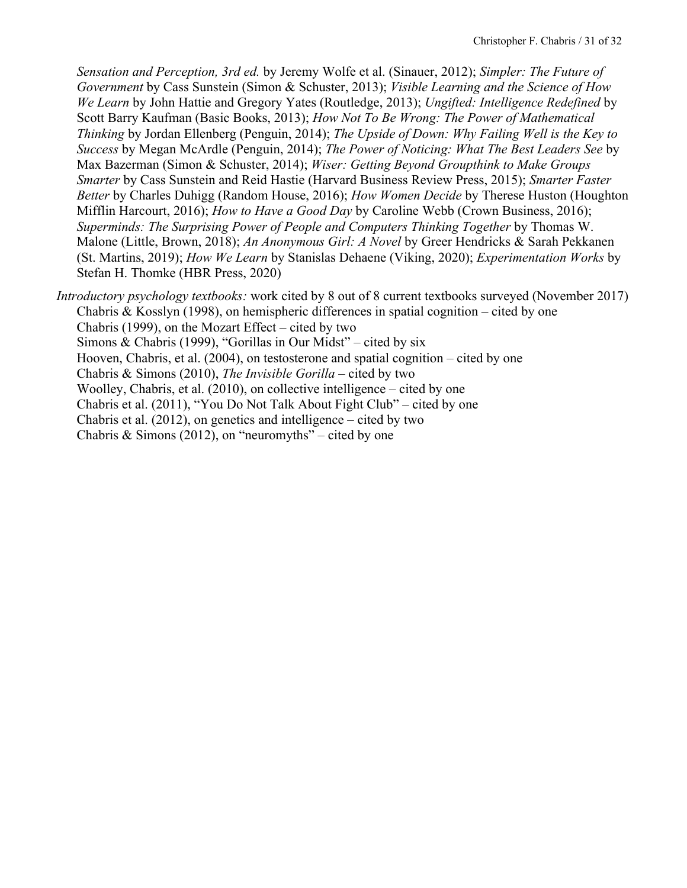*Sensation and Perception, 3rd ed.* by Jeremy Wolfe et al. (Sinauer, 2012); *Simpler: The Future of Government* by Cass Sunstein (Simon & Schuster, 2013); *Visible Learning and the Science of How We Learn* by John Hattie and Gregory Yates (Routledge, 2013); *Ungifted: Intelligence Redefined* by Scott Barry Kaufman (Basic Books, 2013); *How Not To Be Wrong: The Power of Mathematical Thinking* by Jordan Ellenberg (Penguin, 2014); *The Upside of Down: Why Failing Well is the Key to Success* by Megan McArdle (Penguin, 2014); *The Power of Noticing: What The Best Leaders See* by Max Bazerman (Simon & Schuster, 2014); *Wiser: Getting Beyond Groupthink to Make Groups Smarter* by Cass Sunstein and Reid Hastie (Harvard Business Review Press, 2015); *Smarter Faster Better* by Charles Duhigg (Random House, 2016); *How Women Decide* by Therese Huston (Houghton Mifflin Harcourt, 2016); *How to Have a Good Day* by Caroline Webb (Crown Business, 2016); *Superminds: The Surprising Power of People and Computers Thinking Together* by Thomas W. Malone (Little, Brown, 2018); *An Anonymous Girl: A Novel* by Greer Hendricks & Sarah Pekkanen (St. Martins, 2019); *How We Learn* by Stanislas Dehaene (Viking, 2020); *Experimentation Works* by Stefan H. Thomke (HBR Press, 2020)

*Introductory psychology textbooks:* work cited by 8 out of 8 current textbooks surveyed (November 2017)

- Chabris & Kosslyn (1998), on hemispheric differences in spatial cognition – cited by one
- Chabris (1999), on the Mozart Effect – cited by two
- Simons & Chabris (1999), "Gorillas in Our Midst" – cited by six
- Hooven, Chabris, et al. (2004), on testosterone and spatial cognition – cited by one
- Chabris & Simons (2010), *The Invisible Gorilla* – cited by two
- Woolley, Chabris, et al. (2010), on collective intelligence – cited by one
- Chabris et al. (2011), "You Do Not Talk About Fight Club" – cited by one
- Chabris et al. (2012), on genetics and intelligence – cited by two
- Chabris & Simons (2012), on "neuromyths" – cited by one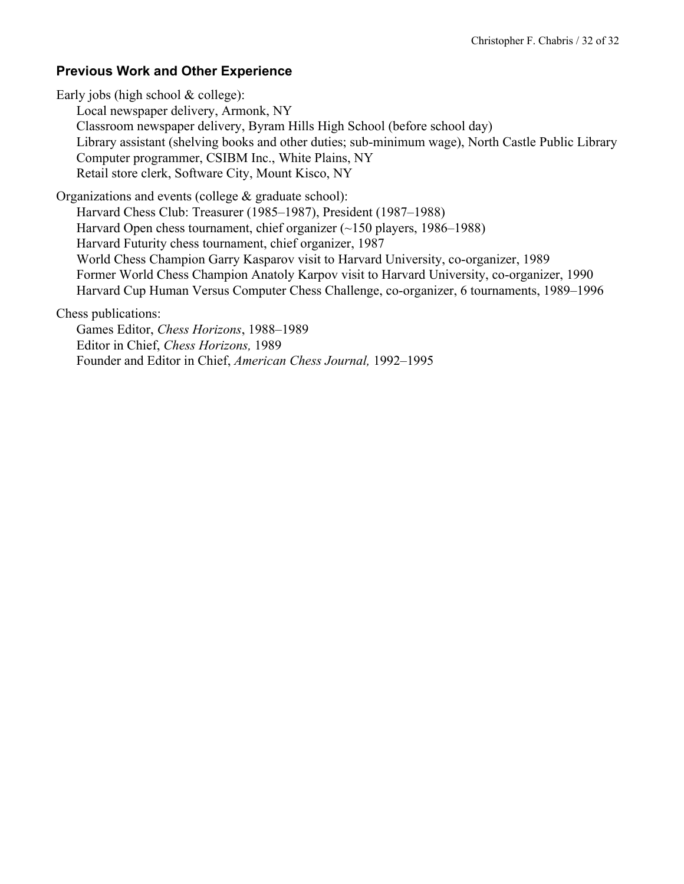## Previous Work and Other Experience

Early jobs (high school & college):

- Local newspaper delivery, Armonk, NY
- Classroom newspaper delivery, Byram Hills High School (before school day)
- Library assistant (shelving books and other duties; sub-minimum wage), North Castle Public Library
- Computer programmer, CSIBM Inc., White Plains, NY
- Retail store clerk, Software City, Mount Kisco, NY

Organizations and events (college & graduate school):

- Harvard Chess Club: Treasurer (1985–1987), President (1987–1988)
- Harvard Open chess tournament, chief organizer (~150 players, 1986–1988)
- Harvard Futurity chess tournament, chief organizer, 1987
- World Chess Champion Garry Kasparov visit to Harvard University, co-organizer, 1989
- Former World Chess Champion Anatoly Karpov visit to Harvard University, co-organizer, 1990
- Harvard Cup Human Versus Computer Chess Challenge, co-organizer, 6 tournaments, 1989–1996

Chess publications:

- Games Editor, *Chess Horizons*, 1988–1989
- Editor in Chief, *Chess Horizons,* 1989
- Founder and Editor in Chief, *American Chess Journal,* 1992–1995